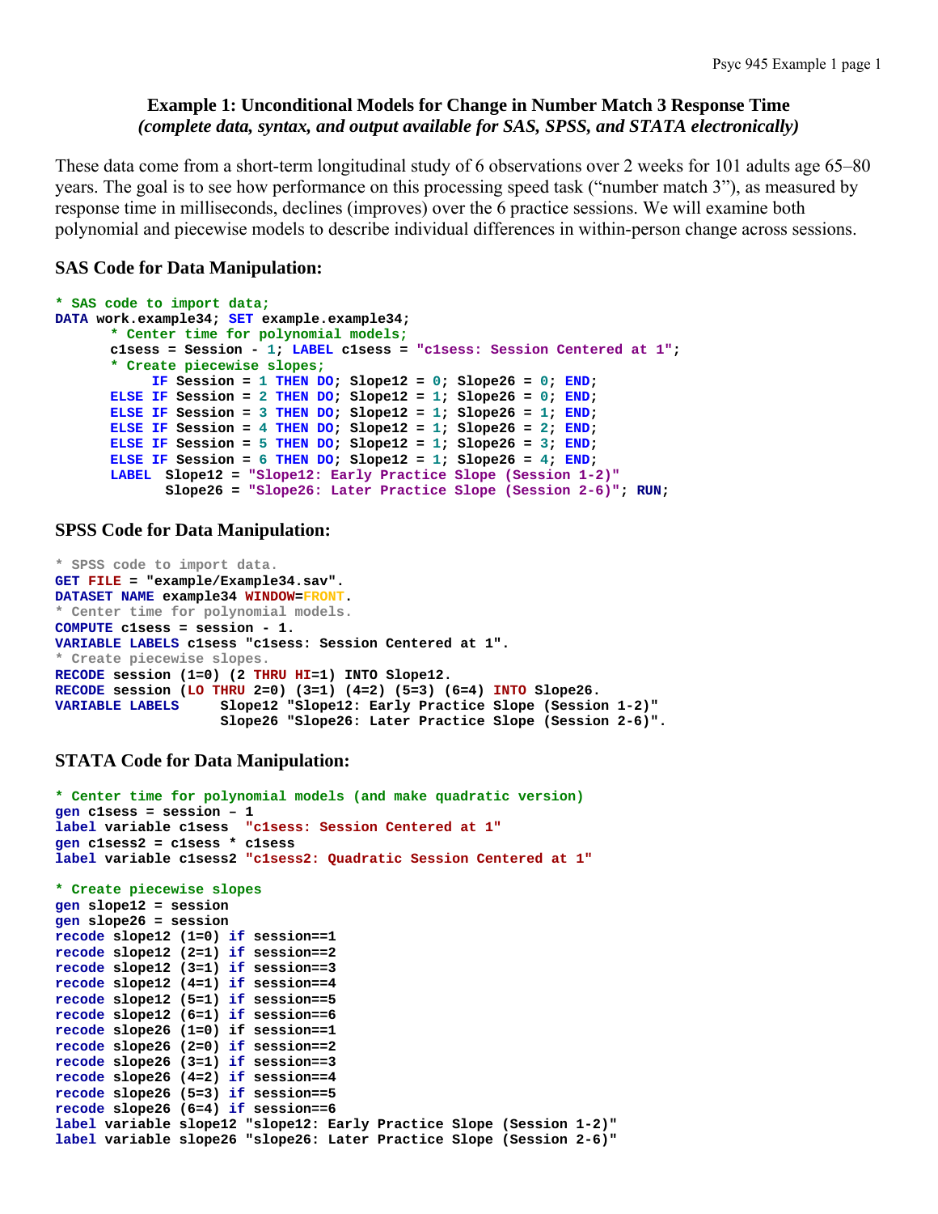# Example 1: Unconditional Models for Change in Number Match 3 Response Time

*(complete data, syntax, and output available for SAS, SPSS, and STATA electronically)*

These data come from a short-term longitudinal study of 6 observations over 2 weeks for 101 adults age 65–80 years. The goal is to see how performance on this processing speed task ("number match 3"), as measured by response time in milliseconds, declines (improves) over the 6 practice sessions. We will examine both polynomial and piecewise models to describe individual differences in within-person change across sessions.

## SAS Code for Data Manipulation:

```
* SAS code to import data;
DATA work.example34; SET example.example34;
      * Center time for polynomial models;
      c1sess = Session - 1; LABEL c1sess = "c1sess: Session Centered at 1";
      * Create piecewise slopes;
           IF Session = 1 THEN DO; Slope12 = 0; Slope26 = 0; END;
      ELSE IF Session = 2 THEN DO; Slope12 = 1; Slope26 = 0; END;
      ELSE IF Session = 3 THEN DO; Slope12 = 1; Slope26 = 1; END;
      ELSE IF Session = 4 THEN DO; Slope12 = 1; Slope26 = 2; END;
      ELSE IF Session = 5 THEN DO; Slope12 = 1; Slope26 = 3; END;
      ELSE IF Session = 6 THEN DO; Slope12 = 1; Slope26 = 4; END;
      LABEL  Slope12 = "Slope12: Early Practice Slope (Session 1-2)"
             Slope26 = "Slope26: Later Practice Slope (Session 2-6)"; RUN;
```

## SPSS Code for Data Manipulation:

```
* SPSS code to import data.
GET FILE = "example/Example34.sav".
DATASET NAME example34 WINDOW=FRONT.
* Center time for polynomial models.
COMPUTE c1sess = session - 1.
VARIABLE LABELS c1sess "c1sess: Session Centered at 1".
* Create piecewise slopes.
RECODE session (1=0) (2 THRU HI=1) INTO Slope12.
RECODE session (LO THRU 2=0) (3=1) (4=2) (5=3) (6=4) INTO Slope26.
VARIABLE LABELS     Slope12 "Slope12: Early Practice Slope (Session 1-2)"
                    Slope26 "Slope26: Later Practice Slope (Session 2-6)".
```

## STATA Code for Data Manipulation:

```
* Center time for polynomial models (and make quadratic version)
gen c1sess = session – 1
label variable c1sess  "c1sess: Session Centered at 1"
gen c1sess2 = c1sess * c1sess
label variable c1sess2 "c1sess2: Quadratic Session Centered at 1"

* Create piecewise slopes
gen slope12 = session
gen slope26 = session
recode slope12 (1=0) if session==1
recode slope12 (2=1) if session==2
recode slope12 (3=1) if session==3
recode slope12 (4=1) if session==4
recode slope12 (5=1) if session==5
recode slope12 (6=1) if session==6
recode slope26 (1=0) if session==1
recode slope26 (2=0) if session==2
recode slope26 (3=1) if session==3
recode slope26 (4=2) if session==4
recode slope26 (5=3) if session==5
recode slope26 (6=4) if session==6
label variable slope12 "slope12: Early Practice Slope (Session 1-2)"
label variable slope26 "slope26: Later Practice Slope (Session 2-6)"
```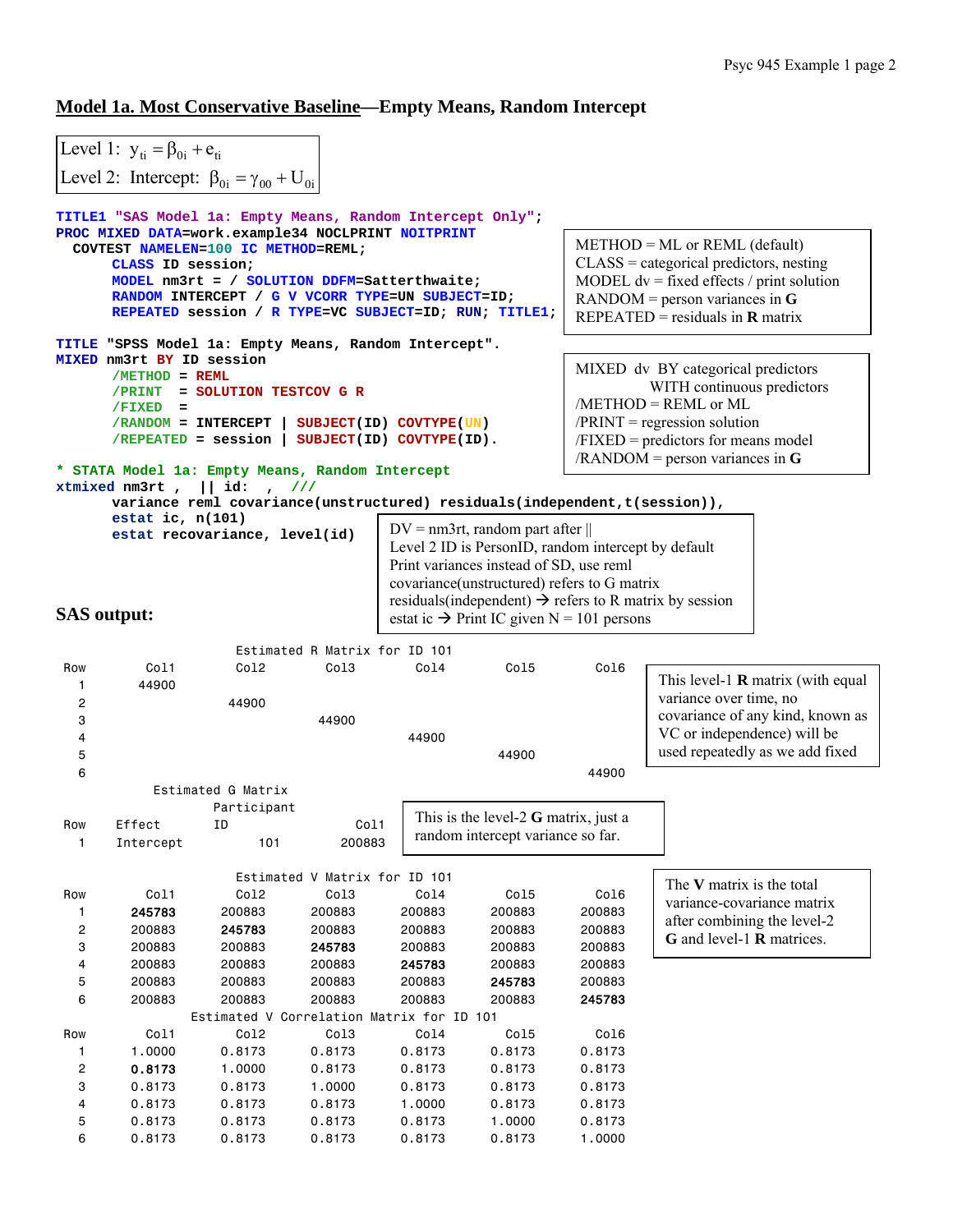## Model 1a. Most Conservative Baseline—Empty Means, Random Intercept

Level 1: $y_{ti} = \beta_{0i} + e_{ti}$

Level 2: Intercept: $\beta_{0i} = \gamma_{00} + U_{0i}$

```
TITLE1 "SAS Model 1a: Empty Means, Random Intercept Only";
PROC MIXED DATA=work.example34 NOCLPRINT NOITPRINT
  COVTEST NAMELEN=100 IC METHOD=REML;
      CLASS ID session;
      MODEL nm3rt = / SOLUTION DDFM=Satterthwaite;
      RANDOM INTERCEPT / G V VCORR TYPE=UN SUBJECT=ID;
      REPEATED session / R TYPE=VC SUBJECT=ID; RUN; TITLE1;
```

METHOD = ML or REML (default)
CLASS = categorical predictors, nesting
MODEL dv = fixed effects / print solution
RANDOM = person variances in **G**
REPEATED = residuals in **R** matrix

```
TITLE "SPSS Model 1a: Empty Means, Random Intercept".
MIXED nm3rt BY ID session
      /METHOD = REML
      /PRINT  = SOLUTION TESTCOV G R
      /FIXED  =
      /RANDOM = INTERCEPT | SUBJECT(ID) COVTYPE(UN)
      /REPEATED = session | SUBJECT(ID) COVTYPE(ID).
```

MIXED dv BY categorical predictors
WITH continuous predictors
/METHOD = REML or ML
/PRINT = regression solution
/FIXED = predictors for means model
/RANDOM = person variances in **G**

```
* STATA Model 1a: Empty Means, Random Intercept
xtmixed nm3rt ,  || id:  ,  ///
      variance reml covariance(unstructured) residuals(independent,t(session)),
      estat ic, n(101)
      estat recovariance, level(id)
```

DV = nm3rt, random part after ||
Level 2 ID is PersonID, random intercept by default
Print variances instead of SD, use reml
covariance(unstructured) refers to G matrix
residuals(independent) → refers to R matrix by session
estat ic → Print IC given N = 101 persons

**SAS output:**

Estimated R Matrix for ID 101

| Row | Col1 | Col2 | Col3 | Col4 | Col5 | Col6 |
|---|---|---|---|---|---|---|
| 1 | 44900 | | | | | |
| 2 | | 44900 | | | | |
| 3 | | | 44900 | | | |
| 4 | | | | 44900 | | |
| 5 | | | | | 44900 | |
| 6 | | | | | | 44900 |

This level-1 **R** matrix (with equal variance over time, no covariance of any kind, known as VC or independence) will be used repeatedly as we add fixed

Estimated G Matrix

| Row | Effect | Participant ID | Col1 |
|---|---|---|---|
| 1 | Intercept | 101 | 200883 |

This is the level-2 **G** matrix, just a random intercept variance so far.

Estimated V Matrix for ID 101

| Row | Col1 | Col2 | Col3 | Col4 | Col5 | Col6 |
|---|---|---|---|---|---|---|
| 1 | **245783** | 200883 | 200883 | 200883 | 200883 | 200883 |
| 2 | 200883 | **245783** | 200883 | 200883 | 200883 | 200883 |
| 3 | 200883 | 200883 | **245783** | 200883 | 200883 | 200883 |
| 4 | 200883 | 200883 | 200883 | **245783** | 200883 | 200883 |
| 5 | 200883 | 200883 | 200883 | 200883 | **245783** | 200883 |
| 6 | 200883 | 200883 | 200883 | 200883 | 200883 | **245783** |

The **V** matrix is the total variance-covariance matrix after combining the level-2 **G** and level-1 **R** matrices.

Estimated V Correlation Matrix for ID 101

| Row | Col1 | Col2 | Col3 | Col4 | Col5 | Col6 |
|---|---|---|---|---|---|---|
| 1 | 1.0000 | 0.8173 | 0.8173 | 0.8173 | 0.8173 | 0.8173 |
| 2 | **0.8173** | 1.0000 | 0.8173 | 0.8173 | 0.8173 | 0.8173 |
| 3 | 0.8173 | 0.8173 | 1.0000 | 0.8173 | 0.8173 | 0.8173 |
| 4 | 0.8173 | 0.8173 | 0.8173 | 1.0000 | 0.8173 | 0.8173 |
| 5 | 0.8173 | 0.8173 | 0.8173 | 0.8173 | 1.0000 | 0.8173 |
| 6 | 0.8173 | 0.8173 | 0.8173 | 0.8173 | 0.8173 | 1.0000 |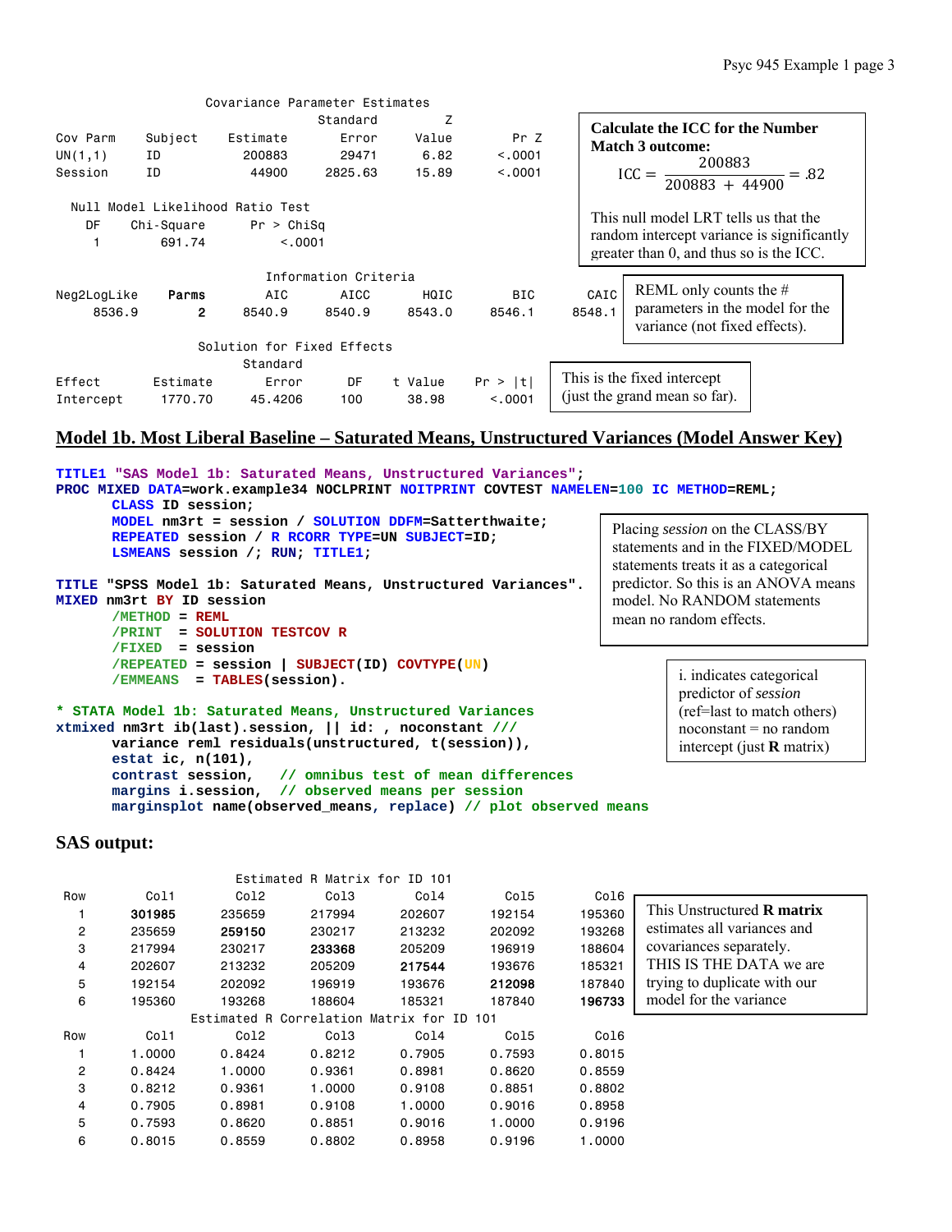Covariance Parameter Estimates

| Cov Parm | Subject | Estimate | Standard Error | Z Value | Pr Z |
|---|---|---|---|---|---|
| UN(1,1) | ID | 200883 | 29471 | 6.82 | <.0001 |
| Session | ID | 44900 | 2825.63 | 15.89 | <.0001 |

**Calculate the ICC for the Number Match 3 outcome:**

$$\text{ICC} = \frac{200883}{200883 + 44900} = .82$$

Null Model Likelihood Ratio Test

| DF | Chi-Square | Pr > ChiSq |
|---|---|---|
| 1 | 691.74 | <.0001 |

This null model LRT tells us that the random intercept variance is significantly greater than 0, and thus so is the ICC.

Information Criteria

| Neg2LogLike | Parms | AIC | AICC | HQIC | BIC | CAIC |
|---|---|---|---|---|---|---|
| 8536.9 | 2 | 8540.9 | 8540.9 | 8543.0 | 8546.1 | 8548.1 |

REML only counts the # parameters in the model for the variance (not fixed effects).

Solution for Fixed Effects

| Effect | Estimate | Standard Error | DF | t Value | Pr > \|t\| |
|---|---|---|---|---|---|
| Intercept | 1770.70 | 45.4206 | 100 | 38.98 | <.0001 |

This is the fixed intercept (just the grand mean so far).

## Model 1b. Most Liberal Baseline – Saturated Means, Unstructured Variances (Model Answer Key)

```
TITLE1 "SAS Model 1b: Saturated Means, Unstructured Variances";
PROC MIXED DATA=work.example34 NOCLPRINT NOITPRINT COVTEST NAMELEN=100 IC METHOD=REML;
      CLASS ID session;
      MODEL nm3rt = session / SOLUTION DDFM=Satterthwaite;
      REPEATED session / R RCORR TYPE=UN SUBJECT=ID;
      LSMEANS session /; RUN; TITLE1;

TITLE "SPSS Model 1b: Saturated Means, Unstructured Variances".
MIXED nm3rt BY ID session
      /METHOD = REML
      /PRINT  = SOLUTION TESTCOV R
      /FIXED  = session
      /REPEATED = session | SUBJECT(ID) COVTYPE(UN)
      /EMMEANS  = TABLES(session).

* STATA Model 1b: Saturated Means, Unstructured Variances
xtmixed nm3rt ib(last).session, || id: , noconstant ///
      variance reml residuals(unstructured, t(session)),
      estat ic, n(101),
      contrast session,   // omnibus test of mean differences
      margins i.session,  // observed means per session
      marginsplot name(observed_means, replace) // plot observed means
```

Placing *session* on the CLASS/BY statements and in the FIXED/MODEL statements treats it as a categorical predictor. So this is an ANOVA means model. No RANDOM statements mean no random effects.

i. indicates categorical predictor of *session* (ref=last to match others) noconstant = no random intercept (just **R** matrix)

### SAS output:

Estimated R Matrix for ID 101

| Row | Col1 | Col2 | Col3 | Col4 | Col5 | Col6 |
|---|---|---|---|---|---|---|
| 1 | **301985** | 235659 | 217994 | 202607 | 192154 | 195360 |
| 2 | 235659 | **259150** | 230217 | 213232 | 202092 | 193268 |
| 3 | 217994 | 230217 | **233368** | 205209 | 196919 | 188604 |
| 4 | 202607 | 213232 | 205209 | **217544** | 193676 | 185321 |
| 5 | 192154 | 202092 | 196919 | 193676 | **212098** | 187840 |
| 6 | 195360 | 193268 | 188604 | 185321 | 187840 | **196733** |

This Unstructured **R matrix** estimates all variances and covariances separately. THIS IS THE DATA we are trying to duplicate with our model for the variance

Estimated R Correlation Matrix for ID 101

| Row | Col1 | Col2 | Col3 | Col4 | Col5 | Col6 |
|---|---|---|---|---|---|---|
| 1 | 1.0000 | 0.8424 | 0.8212 | 0.7905 | 0.7593 | 0.8015 |
| 2 | 0.8424 | 1.0000 | 0.9361 | 0.8981 | 0.8620 | 0.8559 |
| 3 | 0.8212 | 0.9361 | 1.0000 | 0.9108 | 0.8851 | 0.8802 |
| 4 | 0.7905 | 0.8981 | 0.9108 | 1.0000 | 0.9016 | 0.8958 |
| 5 | 0.7593 | 0.8620 | 0.8851 | 0.9016 | 1.0000 | 0.9196 |
| 6 | 0.8015 | 0.8559 | 0.8802 | 0.8958 | 0.9196 | 1.0000 |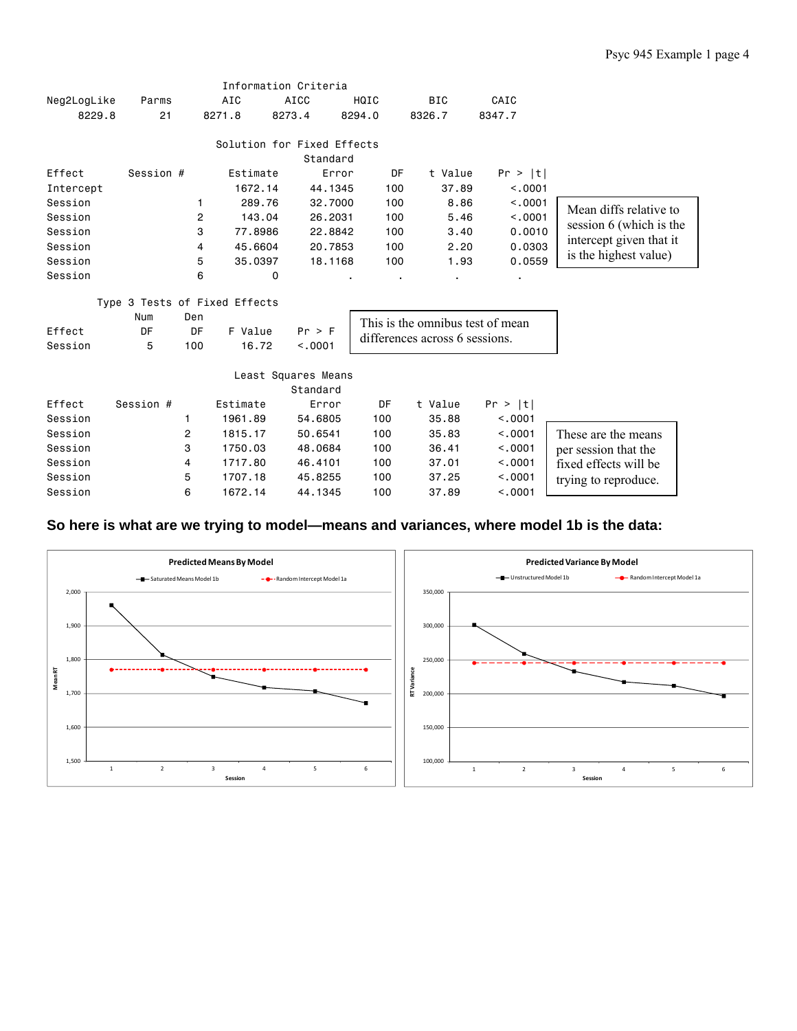**Information Criteria**

| Neg2LogLike | Parms | AIC | AICC | HQIC | BIC | CAIC |
|---|---|---|---|---|---|---|
| 8229.8 | 21 | 8271.8 | 8273.4 | 8294.0 | 8326.7 | 8347.7 |

**Solution for Fixed Effects**

| Effect | Session # | Estimate | Standard Error | DF | t Value | Pr > \|t\| |
|---|---|---|---|---|---|---|
| Intercept | | 1672.14 | 44.1345 | 100 | 37.89 | <.0001 |
| Session | 1 | 289.76 | 32.7000 | 100 | 8.86 | <.0001 |
| Session | 2 | 143.04 | 26.2031 | 100 | 5.46 | <.0001 |
| Session | 3 | 77.8986 | 22.8842 | 100 | 3.40 | 0.0010 |
| Session | 4 | 45.6604 | 20.7853 | 100 | 2.20 | 0.0303 |
| Session | 5 | 35.0397 | 18.1168 | 100 | 1.93 | 0.0559 |
| Session | 6 | 0 | . | . | . | . |

Mean diffs relative to session 6 (which is the intercept given that it is the highest value)

**Type 3 Tests of Fixed Effects**

| Effect | Num DF | Den DF | F Value | Pr > F |
|---|---|---|---|---|
| Session | 5 | 100 | 16.72 | <.0001 |

This is the omnibus test of mean differences across 6 sessions.

**Least Squares Means**

| Effect | Session # | Estimate | Standard Error | DF | t Value | Pr > \|t\| |
|---|---|---|---|---|---|---|
| Session | 1 | 1961.89 | 54.6805 | 100 | 35.88 | <.0001 |
| Session | 2 | 1815.17 | 50.6541 | 100 | 35.83 | <.0001 |
| Session | 3 | 1750.03 | 48.0684 | 100 | 36.41 | <.0001 |
| Session | 4 | 1717.80 | 46.4101 | 100 | 37.01 | <.0001 |
| Session | 5 | 1707.18 | 45.8255 | 100 | 37.25 | <.0001 |
| Session | 6 | 1672.14 | 44.1345 | 100 | 37.89 | <.0001 |

These are the means per session that the fixed effects will be trying to reproduce.

**So here is what are we trying to model—means and variances, where model 1b is the data:**

Predicted Means By Model (Saturated Means Model 1b; Random Intercept Model 1a) — Mean RT by Session

Predicted Variance By Model (Unstructured Model 1b; Random Intercept Model 1a) — RT Variance by Session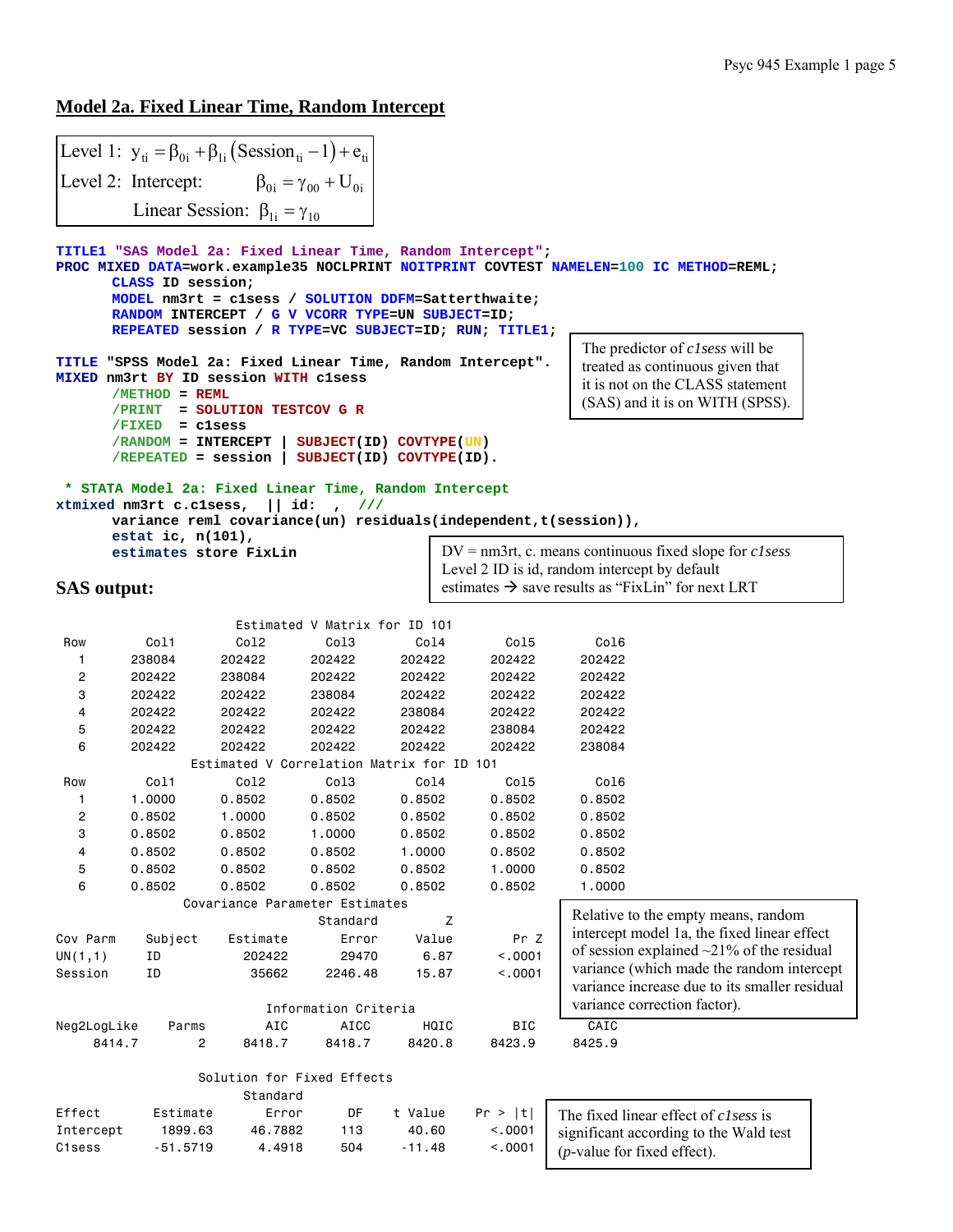## Model 2a. Fixed Linear Time, Random Intercept

$$\text{Level 1: } y_{ti} = \beta_{0i} + \beta_{1i}\left(\text{Session}_{ti} - 1\right) + e_{ti}$$

$$\text{Level 2: Intercept: } \beta_{0i} = \gamma_{00} + U_{0i}$$

$$\text{Linear Session: } \beta_{1i} = \gamma_{10}$$

```
TITLE1 "SAS Model 2a: Fixed Linear Time, Random Intercept";
PROC MIXED DATA=work.example35 NOCLPRINT NOITPRINT COVTEST NAMELEN=100 IC METHOD=REML;
      CLASS ID session;
      MODEL nm3rt = c1sess / SOLUTION DDFM=Satterthwaite;
      RANDOM INTERCEPT / G V VCORR TYPE=UN SUBJECT=ID;
      REPEATED session / R TYPE=VC SUBJECT=ID; RUN; TITLE1;

TITLE "SPSS Model 2a: Fixed Linear Time, Random Intercept".
MIXED nm3rt BY ID session WITH c1sess
      /METHOD = REML
      /PRINT  = SOLUTION TESTCOV G R
      /FIXED  = c1sess
      /RANDOM = INTERCEPT | SUBJECT(ID) COVTYPE(UN)
      /REPEATED = session | SUBJECT(ID) COVTYPE(ID).
```

The predictor of *c1sess* will be treated as continuous given that it is not on the CLASS statement (SAS) and it is on WITH (SPSS).

```
 * STATA Model 2a: Fixed Linear Time, Random Intercept
xtmixed nm3rt c.c1sess,  || id:  ,  ///
      variance reml covariance(un) residuals(independent,t(session)),
      estat ic, n(101),
      estimates store FixLin
```

DV = nm3rt, c. means continuous fixed slope for *c1sess*
Level 2 ID is id, random intercept by default
estimates → save results as "FixLin" for next LRT

### SAS output:

Estimated V Matrix for ID 101

| Row | Col1 | Col2 | Col3 | Col4 | Col5 | Col6 |
|---|---|---|---|---|---|---|
| 1 | 238084 | 202422 | 202422 | 202422 | 202422 | 202422 |
| 2 | 202422 | 238084 | 202422 | 202422 | 202422 | 202422 |
| 3 | 202422 | 202422 | 238084 | 202422 | 202422 | 202422 |
| 4 | 202422 | 202422 | 202422 | 238084 | 202422 | 202422 |
| 5 | 202422 | 202422 | 202422 | 202422 | 238084 | 202422 |
| 6 | 202422 | 202422 | 202422 | 202422 | 202422 | 238084 |

Estimated V Correlation Matrix for ID 101

| Row | Col1 | Col2 | Col3 | Col4 | Col5 | Col6 |
|---|---|---|---|---|---|---|
| 1 | 1.0000 | 0.8502 | 0.8502 | 0.8502 | 0.8502 | 0.8502 |
| 2 | 0.8502 | 1.0000 | 0.8502 | 0.8502 | 0.8502 | 0.8502 |
| 3 | 0.8502 | 0.8502 | 1.0000 | 0.8502 | 0.8502 | 0.8502 |
| 4 | 0.8502 | 0.8502 | 0.8502 | 1.0000 | 0.8502 | 0.8502 |
| 5 | 0.8502 | 0.8502 | 0.8502 | 0.8502 | 1.0000 | 0.8502 |
| 6 | 0.8502 | 0.8502 | 0.8502 | 0.8502 | 0.8502 | 1.0000 |

Covariance Parameter Estimates

| Cov Parm | Subject | Estimate | Standard Error | Z Value | Pr Z |
|---|---|---|---|---|---|
| UN(1,1) | ID | 202422 | 29470 | 6.87 | <.0001 |
| Session | ID | 35662 | 2246.48 | 15.87 | <.0001 |

Relative to the empty means, random intercept model 1a, the fixed linear effect of session explained ~21% of the residual variance (which made the random intercept variance increase due to its smaller residual variance correction factor).

Information Criteria

| Neg2LogLike | Parms | AIC | AICC | HQIC | BIC | CAIC |
|---|---|---|---|---|---|---|
| 8414.7 | 2 | 8418.7 | 8418.7 | 8420.8 | 8423.9 | 8425.9 |

Solution for Fixed Effects

| Effect | Estimate | Standard Error | DF | t Value | Pr > \|t\| |
|---|---|---|---|---|---|
| Intercept | 1899.63 | 46.7882 | 113 | 40.60 | <.0001 |
| C1sess | -51.5719 | 4.4918 | 504 | -11.48 | <.0001 |

The fixed linear effect of *c1sess* is significant according to the Wald test (*p*-value for fixed effect).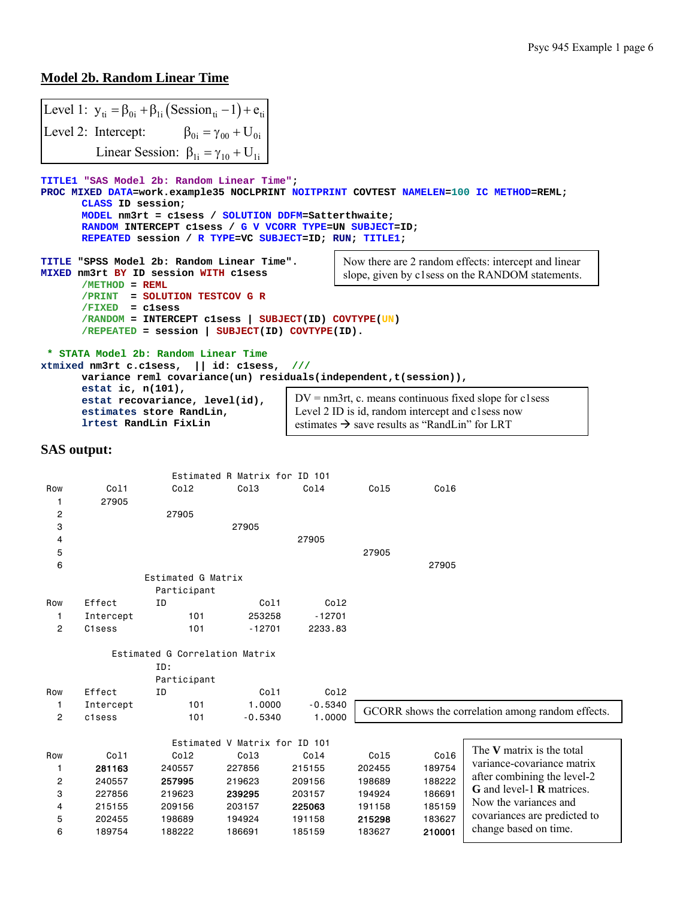## Model 2b. Random Linear Time

$$\text{Level 1: } y_{ti} = \beta_{0i} + \beta_{1i}(\text{Session}_{ti} - 1) + e_{ti}$$

$$\text{Level 2: Intercept: } \beta_{0i} = \gamma_{00} + U_{0i}$$

$$\text{Linear Session: } \beta_{1i} = \gamma_{10} + U_{1i}$$

```
TITLE1 "SAS Model 2b: Random Linear Time";
PROC MIXED DATA=work.example35 NOCLPRINT NOITPRINT COVTEST NAMELEN=100 IC METHOD=REML;
      CLASS ID session;
      MODEL nm3rt = c1sess / SOLUTION DDFM=Satterthwaite;
      RANDOM INTERCEPT c1sess / G V VCORR TYPE=UN SUBJECT=ID;
      REPEATED session / R TYPE=VC SUBJECT=ID; RUN; TITLE1;
```

```
TITLE "SPSS Model 2b: Random Linear Time".
MIXED nm3rt BY ID session WITH c1sess
      /METHOD = REML
      /PRINT  = SOLUTION TESTCOV G R
      /FIXED  = c1sess
      /RANDOM = INTERCEPT c1sess | SUBJECT(ID) COVTYPE(UN)
      /REPEATED = session | SUBJECT(ID) COVTYPE(ID).
```

Now there are 2 random effects: intercept and linear slope, given by c1sess on the RANDOM statements.

```
 * STATA Model 2b: Random Linear Time
xtmixed nm3rt c.c1sess,  || id: c1sess,  ///
      variance reml covariance(un) residuals(independent,t(session)),
      estat ic, n(101),
      estat recovariance, level(id),
      estimates store RandLin,
      lrtest RandLin FixLin
```

DV = nm3rt, c. means continuous fixed slope for c1sess
Level 2 ID is id, random intercept and c1sess now estimates → save results as "RandLin" for LRT

### SAS output:

Estimated R Matrix for ID 101

| Row | Col1 | Col2 | Col3 | Col4 | Col5 | Col6 |
|---|---|---|---|---|---|---|
| 1 | 27905 | | | | | |
| 2 | | 27905 | | | | |
| 3 | | | 27905 | | | |
| 4 | | | | 27905 | | |
| 5 | | | | | 27905 | |
| 6 | | | | | | 27905 |

Estimated G Matrix

| Row | Effect | Participant ID | Col1 | Col2 |
|---|---|---|---|---|
| 1 | Intercept | 101 | 253258 | -12701 |
| 2 | C1sess | 101 | -12701 | 2233.83 |

Estimated G Correlation Matrix

| Row | Effect | ID: Participant ID | Col1 | Col2 |
|---|---|---|---|---|
| 1 | Intercept | 101 | 1.0000 | -0.5340 |
| 2 | c1sess | 101 | -0.5340 | 1.0000 |

GCORR shows the correlation among random effects.

Estimated V Matrix for ID 101

| Row | Col1 | Col2 | Col3 | Col4 | Col5 | Col6 |
|---|---|---|---|---|---|---|
| 1 | **281163** | 240557 | 227856 | 215155 | 202455 | 189754 |
| 2 | 240557 | **257995** | 219623 | 209156 | 198689 | 188222 |
| 3 | 227856 | 219623 | **239295** | 203157 | 194924 | 186691 |
| 4 | 215155 | 209156 | 203157 | **225063** | 191158 | 185159 |
| 5 | 202455 | 198689 | 194924 | 191158 | **215298** | 183627 |
| 6 | 189754 | 188222 | 186691 | 185159 | 183627 | **210001** |

The **V** matrix is the total variance-covariance matrix after combining the level-2 **G** and level-1 **R** matrices. Now the variances and covariances are predicted to change based on time.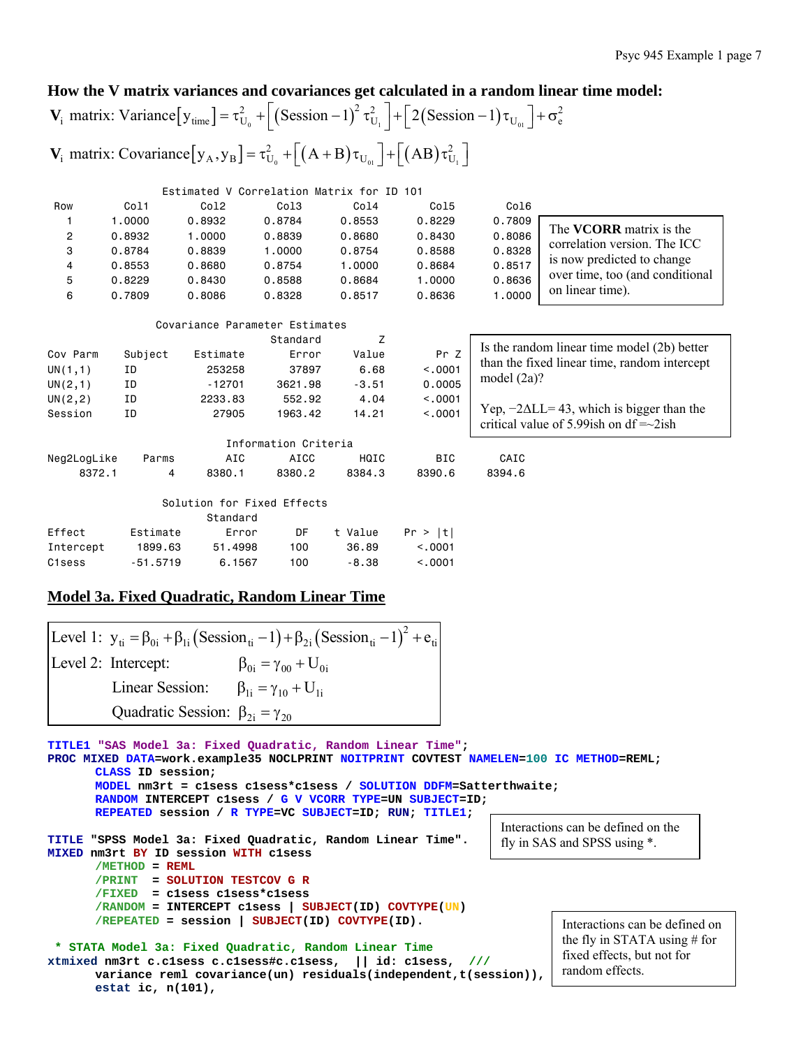## How the V matrix variances and covariances get calculated in a random linear time model:

$$\mathbf{V}_i \text{ matrix: Variance}\left[y_{time}\right] = \tau^2_{U_0} + \left[(\text{Session}-1)^2 \tau^2_{U_1}\right] + \left[2(\text{Session}-1)\tau_{U_{01}}\right] + \sigma^2_e$$

$$\mathbf{V}_i \text{ matrix: Covariance}\left[y_A, y_B\right] = \tau^2_{U_0} + \left[(A+B)\tau_{U_{01}}\right] + \left[(AB)\tau^2_{U_1}\right]$$

Estimated V Correlation Matrix for ID 101

| Row | Col1 | Col2 | Col3 | Col4 | Col5 | Col6 |
|---|---|---|---|---|---|---|
| 1 | 1.0000 | 0.8932 | 0.8784 | 0.8553 | 0.8229 | 0.7809 |
| 2 | 0.8932 | 1.0000 | 0.8839 | 0.8680 | 0.8430 | 0.8086 |
| 3 | 0.8784 | 0.8839 | 1.0000 | 0.8754 | 0.8588 | 0.8328 |
| 4 | 0.8553 | 0.8680 | 0.8754 | 1.0000 | 0.8684 | 0.8517 |
| 5 | 0.8229 | 0.8430 | 0.8588 | 0.8684 | 1.0000 | 0.8636 |
| 6 | 0.7809 | 0.8086 | 0.8328 | 0.8517 | 0.8636 | 1.0000 |

The **VCORR** matrix is the correlation version. The ICC is now predicted to change over time, too (and conditional on linear time).

Covariance Parameter Estimates

| Cov Parm | Subject | Estimate | Standard Error | Z Value | Pr Z |
|---|---|---|---|---|---|
| UN(1,1) | ID | 253258 | 37897 | 6.68 | <.0001 |
| UN(2,1) | ID | -12701 | 3621.98 | -3.51 | 0.0005 |
| UN(2,2) | ID | 2233.83 | 552.92 | 4.04 | <.0001 |
| Session | ID | 27905 | 1963.42 | 14.21 | <.0001 |

Is the random linear time model (2b) better than the fixed linear time, random intercept model (2a)?

Yep, −2ΔLL= 43, which is bigger than the critical value of 5.99ish on df =~2ish

Information Criteria

| Neg2LogLike | Parms | AIC | AICC | HQIC | BIC | CAIC |
|---|---|---|---|---|---|---|
| 8372.1 | 4 | 8380.1 | 8380.2 | 8384.3 | 8390.6 | 8394.6 |

Solution for Fixed Effects

| Effect | Estimate | Standard Error | DF | t Value | Pr > \|t\| |
|---|---|---|---|---|---|
| Intercept | 1899.63 | 51.4998 | 100 | 36.89 | <.0001 |
| C1sess | -51.5719 | 6.1567 | 100 | -8.38 | <.0001 |

## Model 3a. Fixed Quadratic, Random Linear Time

$$\text{Level 1: } y_{ti} = \beta_{0i} + \beta_{1i}(\text{Session}_{ti}-1) + \beta_{2i}(\text{Session}_{ti}-1)^2 + e_{ti}$$

$$\text{Level 2: Intercept: } \beta_{0i} = \gamma_{00} + U_{0i}$$

$$\text{Linear Session: } \beta_{1i} = \gamma_{10} + U_{1i}$$

$$\text{Quadratic Session: } \beta_{2i} = \gamma_{20}$$

```
TITLE1 "SAS Model 3a: Fixed Quadratic, Random Linear Time";
PROC MIXED DATA=work.example35 NOCLPRINT NOITPRINT COVTEST NAMELEN=100 IC METHOD=REML;
      CLASS ID session;
      MODEL nm3rt = c1sess c1sess*c1sess / SOLUTION DDFM=Satterthwaite;
      RANDOM INTERCEPT c1sess / G V VCORR TYPE=UN SUBJECT=ID;
      REPEATED session / R TYPE=VC SUBJECT=ID; RUN; TITLE1;
```

Interactions can be defined on the fly in SAS and SPSS using *.

```
TITLE "SPSS Model 3a: Fixed Quadratic, Random Linear Time".
MIXED nm3rt BY ID session WITH c1sess
      /METHOD = REML
      /PRINT  = SOLUTION TESTCOV G R
      /FIXED  = c1sess c1sess*c1sess
      /RANDOM = INTERCEPT c1sess | SUBJECT(ID) COVTYPE(UN)
      /REPEATED = session | SUBJECT(ID) COVTYPE(ID).
```

```
 * STATA Model 3a: Fixed Quadratic, Random Linear Time
xtmixed nm3rt c.c1sess c.c1sess#c.c1sess,  || id: c1sess,  ///
      variance reml covariance(un) residuals(independent,t(session)),
      estat ic, n(101),
```

Interactions can be defined on the fly in STATA using # for fixed effects, but not for random effects.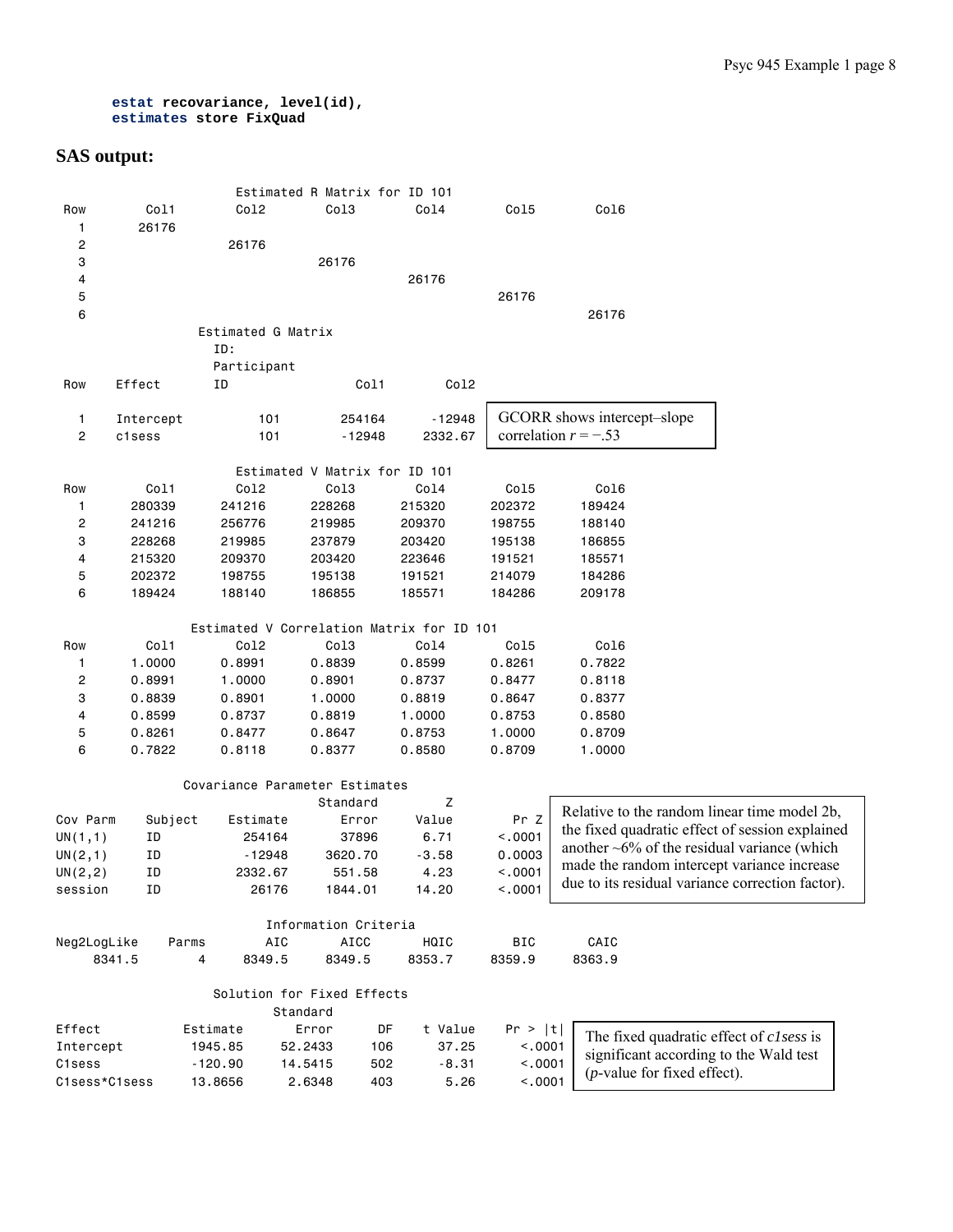```
estat recovariance, level(id),
estimates store FixQuad
```

## SAS output:

Estimated R Matrix for ID 101

| Row | Col1 | Col2 | Col3 | Col4 | Col5 | Col6 |
|---|---|---|---|---|---|---|
| 1 | 26176 | | | | | |
| 2 | | 26176 | | | | |
| 3 | | | 26176 | | | |
| 4 | | | | 26176 | | |
| 5 | | | | | 26176 | |
| 6 | | | | | | 26176 |

Estimated G Matrix

| Row | Effect | ID: Participant ID | Col1 | Col2 |
|---|---|---|---|---|
| 1 | Intercept | 101 | 254164 | -12948 |
| 2 | c1sess | 101 | -12948 | 2332.67 |

GCORR shows intercept–slope correlation $r = -.53$

Estimated V Matrix for ID 101

| Row | Col1 | Col2 | Col3 | Col4 | Col5 | Col6 |
|---|---|---|---|---|---|---|
| 1 | 280339 | 241216 | 228268 | 215320 | 202372 | 189424 |
| 2 | 241216 | 256776 | 219985 | 209370 | 198755 | 188140 |
| 3 | 228268 | 219985 | 237879 | 203420 | 195138 | 186855 |
| 4 | 215320 | 209370 | 203420 | 223646 | 191521 | 185571 |
| 5 | 202372 | 198755 | 195138 | 191521 | 214079 | 184286 |
| 6 | 189424 | 188140 | 186855 | 185571 | 184286 | 209178 |

Estimated V Correlation Matrix for ID 101

| Row | Col1 | Col2 | Col3 | Col4 | Col5 | Col6 |
|---|---|---|---|---|---|---|
| 1 | 1.0000 | 0.8991 | 0.8839 | 0.8599 | 0.8261 | 0.7822 |
| 2 | 0.8991 | 1.0000 | 0.8901 | 0.8737 | 0.8477 | 0.8118 |
| 3 | 0.8839 | 0.8901 | 1.0000 | 0.8819 | 0.8647 | 0.8377 |
| 4 | 0.8599 | 0.8737 | 0.8819 | 1.0000 | 0.8753 | 0.8580 |
| 5 | 0.8261 | 0.8477 | 0.8647 | 0.8753 | 1.0000 | 0.8709 |
| 6 | 0.7822 | 0.8118 | 0.8377 | 0.8580 | 0.8709 | 1.0000 |

Covariance Parameter Estimates

| Cov Parm | Subject | Estimate | Standard Error | Z Value | Pr Z |
|---|---|---|---|---|---|
| UN(1,1) | ID | 254164 | 37896 | 6.71 | <.0001 |
| UN(2,1) | ID | -12948 | 3620.70 | -3.58 | 0.0003 |
| UN(2,2) | ID | 2332.67 | 551.58 | 4.23 | <.0001 |
| session | ID | 26176 | 1844.01 | 14.20 | <.0001 |

Relative to the random linear time model 2b, the fixed quadratic effect of session explained another ~6% of the residual variance (which made the random intercept variance increase due to its residual variance correction factor).

Information Criteria

| Neg2LogLike | Parms | AIC | AICC | HQIC | BIC | CAIC |
|---|---|---|---|---|---|---|
| 8341.5 | 4 | 8349.5 | 8349.5 | 8353.7 | 8359.9 | 8363.9 |

Solution for Fixed Effects

| Effect | Estimate | Standard Error | DF | t Value | Pr > \|t\| |
|---|---|---|---|---|---|
| Intercept | 1945.85 | 52.2433 | 106 | 37.25 | <.0001 |
| C1sess | -120.90 | 14.5415 | 502 | -8.31 | <.0001 |
| C1sess*C1sess | 13.8656 | 2.6348 | 403 | 5.26 | <.0001 |

The fixed quadratic effect of *c1sess* is significant according to the Wald test (*p*-value for fixed effect).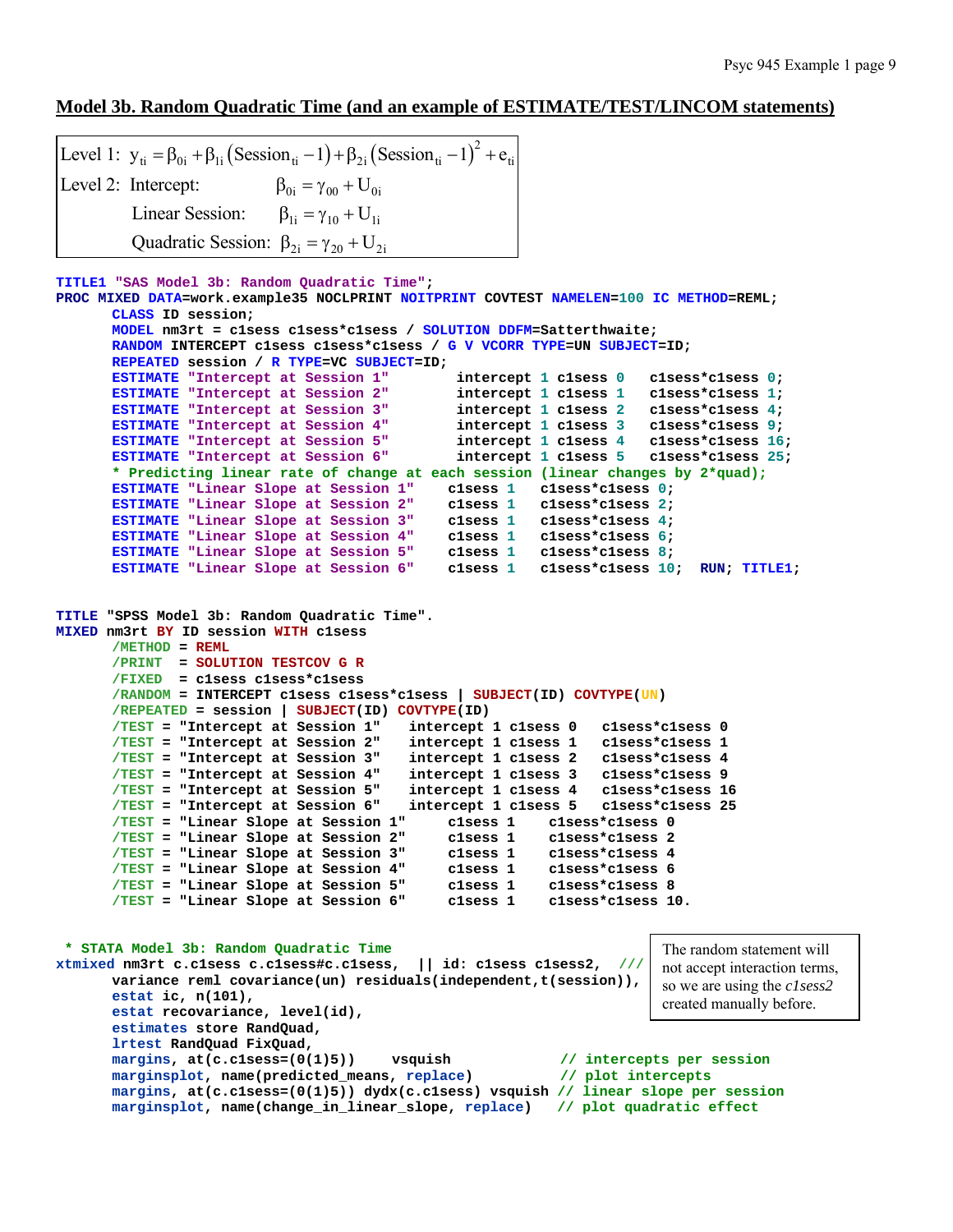## Model 3b. Random Quadratic Time (and an example of ESTIMATE/TEST/LINCOM statements)

$$\text{Level 1: } y_{ti} = \beta_{0i} + \beta_{1i}\left(\text{Session}_{ti} - 1\right) + \beta_{2i}\left(\text{Session}_{ti} - 1\right)^2 + e_{ti}$$

$$\text{Level 2: Intercept: } \beta_{0i} = \gamma_{00} + U_{0i}$$

$$\text{Linear Session: } \beta_{1i} = \gamma_{10} + U_{1i}$$

$$\text{Quadratic Session: } \beta_{2i} = \gamma_{20} + U_{2i}$$

```
TITLE1 "SAS Model 3b: Random Quadratic Time";
PROC MIXED DATA=work.example35 NOCLPRINT NOITPRINT COVTEST NAMELEN=100 IC METHOD=REML;
      CLASS ID session;
      MODEL nm3rt = c1sess c1sess*c1sess / SOLUTION DDFM=Satterthwaite;
      RANDOM INTERCEPT c1sess c1sess*c1sess / G V VCORR TYPE=UN SUBJECT=ID;
      REPEATED session / R TYPE=VC SUBJECT=ID;
      ESTIMATE "Intercept at Session 1"       intercept 1 c1sess 0   c1sess*c1sess 0;
      ESTIMATE "Intercept at Session 2"       intercept 1 c1sess 1   c1sess*c1sess 1;
      ESTIMATE "Intercept at Session 3"       intercept 1 c1sess 2   c1sess*c1sess 4;
      ESTIMATE "Intercept at Session 4"       intercept 1 c1sess 3   c1sess*c1sess 9;
      ESTIMATE "Intercept at Session 5"       intercept 1 c1sess 4   c1sess*c1sess 16;
      ESTIMATE "Intercept at Session 6"       intercept 1 c1sess 5   c1sess*c1sess 25;
      * Predicting linear rate of change at each session (linear changes by 2*quad);
      ESTIMATE "Linear Slope at Session 1"    c1sess 1   c1sess*c1sess 0;
      ESTIMATE "Linear Slope at Session 2"    c1sess 1   c1sess*c1sess 2;
      ESTIMATE "Linear Slope at Session 3"    c1sess 1   c1sess*c1sess 4;
      ESTIMATE "Linear Slope at Session 4"    c1sess 1   c1sess*c1sess 6;
      ESTIMATE "Linear Slope at Session 5"    c1sess 1   c1sess*c1sess 8;
      ESTIMATE "Linear Slope at Session 6"    c1sess 1   c1sess*c1sess 10;  RUN; TITLE1;


TITLE "SPSS Model 3b: Random Quadratic Time".
MIXED nm3rt BY ID session WITH c1sess
      /METHOD = REML
      /PRINT  = SOLUTION TESTCOV G R
      /FIXED  = c1sess c1sess*c1sess
      /RANDOM = INTERCEPT c1sess c1sess*c1sess | SUBJECT(ID) COVTYPE(UN)
      /REPEATED = session | SUBJECT(ID) COVTYPE(ID)
      /TEST = "Intercept at Session 1"   intercept 1 c1sess 0   c1sess*c1sess 0
      /TEST = "Intercept at Session 2"   intercept 1 c1sess 1   c1sess*c1sess 1
      /TEST = "Intercept at Session 3"   intercept 1 c1sess 2   c1sess*c1sess 4
      /TEST = "Intercept at Session 4"   intercept 1 c1sess 3   c1sess*c1sess 9
      /TEST = "Intercept at Session 5"   intercept 1 c1sess 4   c1sess*c1sess 16
      /TEST = "Intercept at Session 6"   intercept 1 c1sess 5   c1sess*c1sess 25
      /TEST = "Linear Slope at Session 1"     c1sess 1    c1sess*c1sess 0
      /TEST = "Linear Slope at Session 2"     c1sess 1    c1sess*c1sess 2
      /TEST = "Linear Slope at Session 3"     c1sess 1    c1sess*c1sess 4
      /TEST = "Linear Slope at Session 4"     c1sess 1    c1sess*c1sess 6
      /TEST = "Linear Slope at Session 5"     c1sess 1    c1sess*c1sess 8
      /TEST = "Linear Slope at Session 6"     c1sess 1    c1sess*c1sess 10.


 * STATA Model 3b: Random Quadratic Time
xtmixed nm3rt c.c1sess c.c1sess#c.c1sess,  || id: c1sess c1sess2,  ///
      variance reml covariance(un) residuals(independent,t(session)),
      estat ic, n(101),
      estat recovariance, level(id),
      estimates store RandQuad,
      lrtest RandQuad FixQuad,
      margins, at(c.c1sess=(0(1)5))    vsquish             // intercepts per session
      marginsplot, name(predicted_means, replace)          // plot intercepts
      margins, at(c.c1sess=(0(1)5)) dydx(c.c1sess) vsquish // linear slope per session
      marginsplot, name(change_in_linear_slope, replace)   // plot quadratic effect
```

The random statement will not accept interaction terms, so we are using the *c1sess2* created manually before.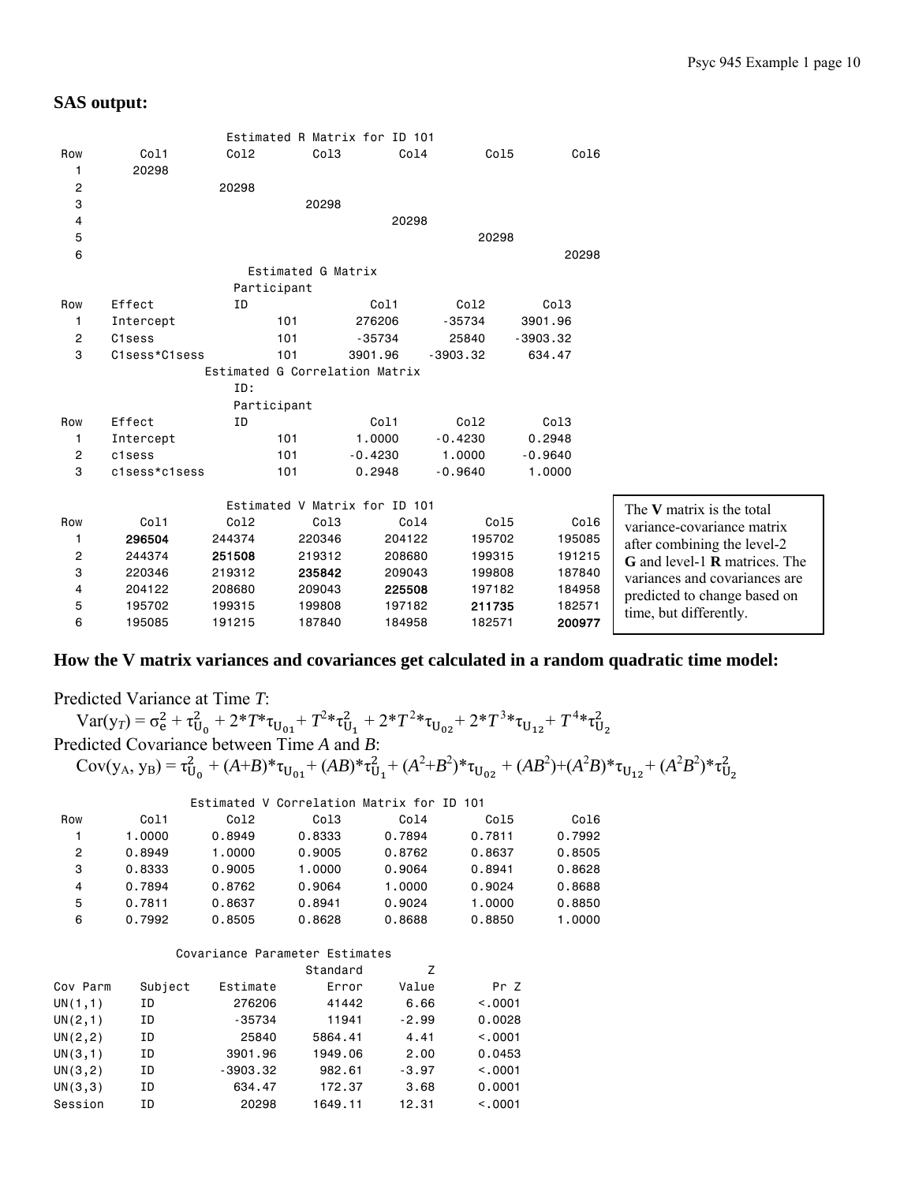**SAS output:**

Estimated R Matrix for ID 101

| Row | Col1 | Col2 | Col3 | Col4 | Col5 | Col6 |
|---|---|---|---|---|---|---|
| 1 | 20298 | | | | | |
| 2 | | 20298 | | | | |
| 3 | | | 20298 | | | |
| 4 | | | | 20298 | | |
| 5 | | | | | 20298 | |
| 6 | | | | | | 20298 |

Estimated G Matrix

| Row | Effect | Participant ID | Col1 | Col2 | Col3 |
|---|---|---|---|---|---|
| 1 | Intercept | 101 | 276206 | -35734 | 3901.96 |
| 2 | C1sess | 101 | -35734 | 25840 | -3903.32 |
| 3 | C1sess*C1sess | 101 | 3901.96 | -3903.32 | 634.47 |

Estimated G Correlation Matrix

| Row | Effect | ID: Participant ID | Col1 | Col2 | Col3 |
|---|---|---|---|---|---|
| 1 | Intercept | 101 | 1.0000 | -0.4230 | 0.2948 |
| 2 | c1sess | 101 | -0.4230 | 1.0000 | -0.9640 |
| 3 | c1sess*c1sess | 101 | 0.2948 | -0.9640 | 1.0000 |

Estimated V Matrix for ID 101

| Row | Col1 | Col2 | Col3 | Col4 | Col5 | Col6 |
|---|---|---|---|---|---|---|
| 1 | **296504** | 244374 | 220346 | 204122 | 195702 | 195085 |
| 2 | 244374 | **251508** | 219312 | 208680 | 199315 | 191215 |
| 3 | 220346 | 219312 | **235842** | 209043 | 199808 | 187840 |
| 4 | 204122 | 208680 | 209043 | **225508** | 197182 | 184958 |
| 5 | 195702 | 199315 | 199808 | 197182 | **211735** | 182571 |
| 6 | 195085 | 191215 | 187840 | 184958 | 182571 | **200977** |

The **V** matrix is the total variance-covariance matrix after combining the level-2 **G** and level-1 **R** matrices. The variances and covariances are predicted to change based on time, but differently.

**How the V matrix variances and covariances get calculated in a random quadratic time model:**

Predicted Variance at Time $T$:

$$\text{Var}(y_T) = \sigma^2_e + \tau^2_{U_0} + 2*T*\tau_{U_{01}} + T^2*\tau^2_{U_1} + 2*T^2*\tau_{U_{02}} + 2*T^3*\tau_{U_{12}} + T^4*\tau^2_{U_2}$$

Predicted Covariance between Time $A$ and $B$:

$$\text{Cov}(y_A, y_B) = \tau^2_{U_0} + (A+B)*\tau_{U_{01}} + (AB)*\tau^2_{U_1} + (A^2+B^2)*\tau_{U_{02}} + (AB^2)+(A^2B)*\tau_{U_{12}} + (A^2B^2)*\tau^2_{U_2}$$

Estimated V Correlation Matrix for ID 101

| Row | Col1 | Col2 | Col3 | Col4 | Col5 | Col6 |
|---|---|---|---|---|---|---|
| 1 | 1.0000 | 0.8949 | 0.8333 | 0.7894 | 0.7811 | 0.7992 |
| 2 | 0.8949 | 1.0000 | 0.9005 | 0.8762 | 0.8637 | 0.8505 |
| 3 | 0.8333 | 0.9005 | 1.0000 | 0.9064 | 0.8941 | 0.8628 |
| 4 | 0.7894 | 0.8762 | 0.9064 | 1.0000 | 0.9024 | 0.8688 |
| 5 | 0.7811 | 0.8637 | 0.8941 | 0.9024 | 1.0000 | 0.8850 |
| 6 | 0.7992 | 0.8505 | 0.8628 | 0.8688 | 0.8850 | 1.0000 |

Covariance Parameter Estimates

| Cov Parm | Subject | Estimate | Standard Error | Z Value | Pr Z |
|---|---|---|---|---|---|
| UN(1,1) | ID | 276206 | 41442 | 6.66 | <.0001 |
| UN(2,1) | ID | -35734 | 11941 | -2.99 | 0.0028 |
| UN(2,2) | ID | 25840 | 5864.41 | 4.41 | <.0001 |
| UN(3,1) | ID | 3901.96 | 1949.06 | 2.00 | 0.0453 |
| UN(3,2) | ID | -3903.32 | 982.61 | -3.97 | <.0001 |
| UN(3,3) | ID | 634.47 | 172.37 | 3.68 | 0.0001 |
| Session | ID | 20298 | 1649.11 | 12.31 | <.0001 |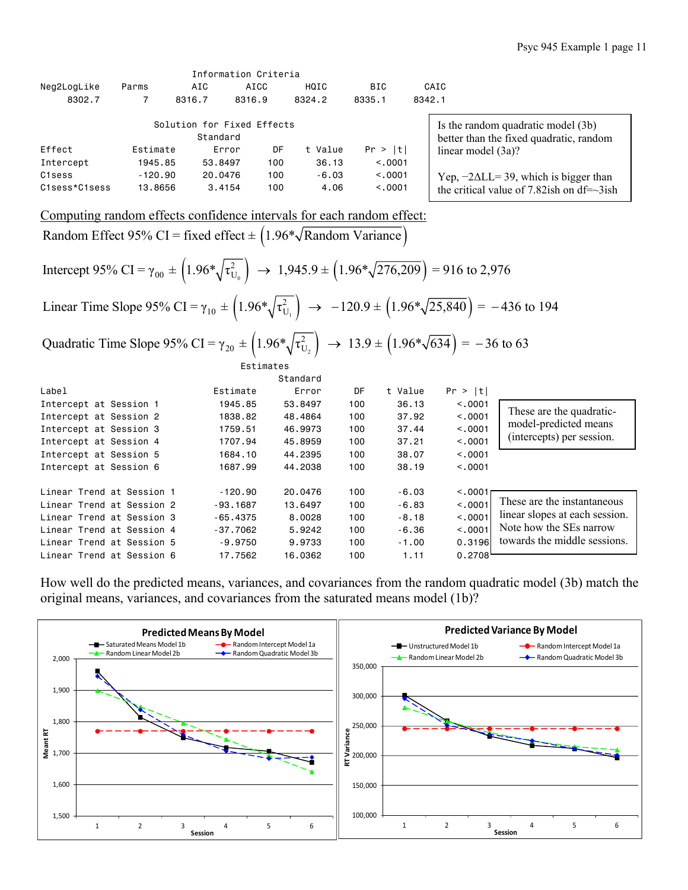**Information Criteria**

| Neg2LogLike | Parms | AIC | AICC | HQIC | BIC | CAIC |
|---|---|---|---|---|---|---|
| 8302.7 | 7 | 8316.7 | 8316.9 | 8324.2 | 8335.1 | 8342.1 |

**Solution for Fixed Effects**

| Effect | Estimate | Standard Error | DF | t Value | Pr > \|t\| |
|---|---|---|---|---|---|
| Intercept | 1945.85 | 53.8497 | 100 | 36.13 | <.0001 |
| C1sess | -120.90 | 20.0476 | 100 | -6.03 | <.0001 |
| C1sess*C1sess | 13.8656 | 3.4154 | 100 | 4.06 | <.0001 |

Is the random quadratic model (3b) better than the fixed quadratic, random linear model (3a)?

Yep, $-2\Delta LL = 39$, which is bigger than the critical value of 7.82ish on df=~3ish

<u>Computing random effects confidence intervals for each random effect:</u>

$$\text{Random Effect 95\% CI} = \text{fixed effect} \pm \left(1.96 * \sqrt{\text{Random Variance}}\right)$$

$$\text{Intercept 95\% CI} = \gamma_{00} \pm \left(1.96 * \sqrt{\tau^2_{U_0}}\right) \rightarrow 1{,}945.9 \pm \left(1.96 * \sqrt{276{,}209}\right) = 916 \text{ to } 2{,}976$$

$$\text{Linear Time Slope 95\% CI} = \gamma_{10} \pm \left(1.96 * \sqrt{\tau^2_{U_1}}\right) \rightarrow -120.9 \pm \left(1.96 * \sqrt{25{,}840}\right) = -436 \text{ to } 194$$

$$\text{Quadratic Time Slope 95\% CI} = \gamma_{20} \pm \left(1.96 * \sqrt{\tau^2_{U_2}}\right) \rightarrow 13.9 \pm \left(1.96 * \sqrt{634}\right) = -36 \text{ to } 63$$

**Estimates**

| Label | Estimate | Standard Error | DF | t Value | Pr > \|t\| |
|---|---|---|---|---|---|
| Intercept at Session 1 | 1945.85 | 53.8497 | 100 | 36.13 | <.0001 |
| Intercept at Session 2 | 1838.82 | 48.4864 | 100 | 37.92 | <.0001 |
| Intercept at Session 3 | 1759.51 | 46.9973 | 100 | 37.44 | <.0001 |
| Intercept at Session 4 | 1707.94 | 45.8959 | 100 | 37.21 | <.0001 |
| Intercept at Session 5 | 1684.10 | 44.2395 | 100 | 38.07 | <.0001 |
| Intercept at Session 6 | 1687.99 | 44.2038 | 100 | 38.19 | <.0001 |
| Linear Trend at Session 1 | -120.90 | 20.0476 | 100 | -6.03 | <.0001 |
| Linear Trend at Session 2 | -93.1687 | 13.6497 | 100 | -6.83 | <.0001 |
| Linear Trend at Session 3 | -65.4375 | 8.0028 | 100 | -8.18 | <.0001 |
| Linear Trend at Session 4 | -37.7062 | 5.9242 | 100 | -6.36 | <.0001 |
| Linear Trend at Session 5 | -9.9750 | 9.9733 | 100 | -1.00 | 0.3196 |
| Linear Trend at Session 6 | 17.7562 | 16.0362 | 100 | 1.11 | 0.2708 |

These are the quadratic-model-predicted means (intercepts) per session.

These are the instantaneous linear slopes at each session. Note how the SEs narrow towards the middle sessions.

How well do the predicted means, variances, and covariances from the random quadratic model (3b) match the original means, variances, and covariances from the saturated means model (1b)?

**Predicted Means By Model** (Saturated Means Model 1b; Random Intercept Model 1a; Random Linear Model 2b; Random Quadratic Model 3b)

**Predicted Variance By Model** (Unstructured Model 1b; Random Intercept Model 1a; Random Linear Model 2b; Random Quadratic Model 3b)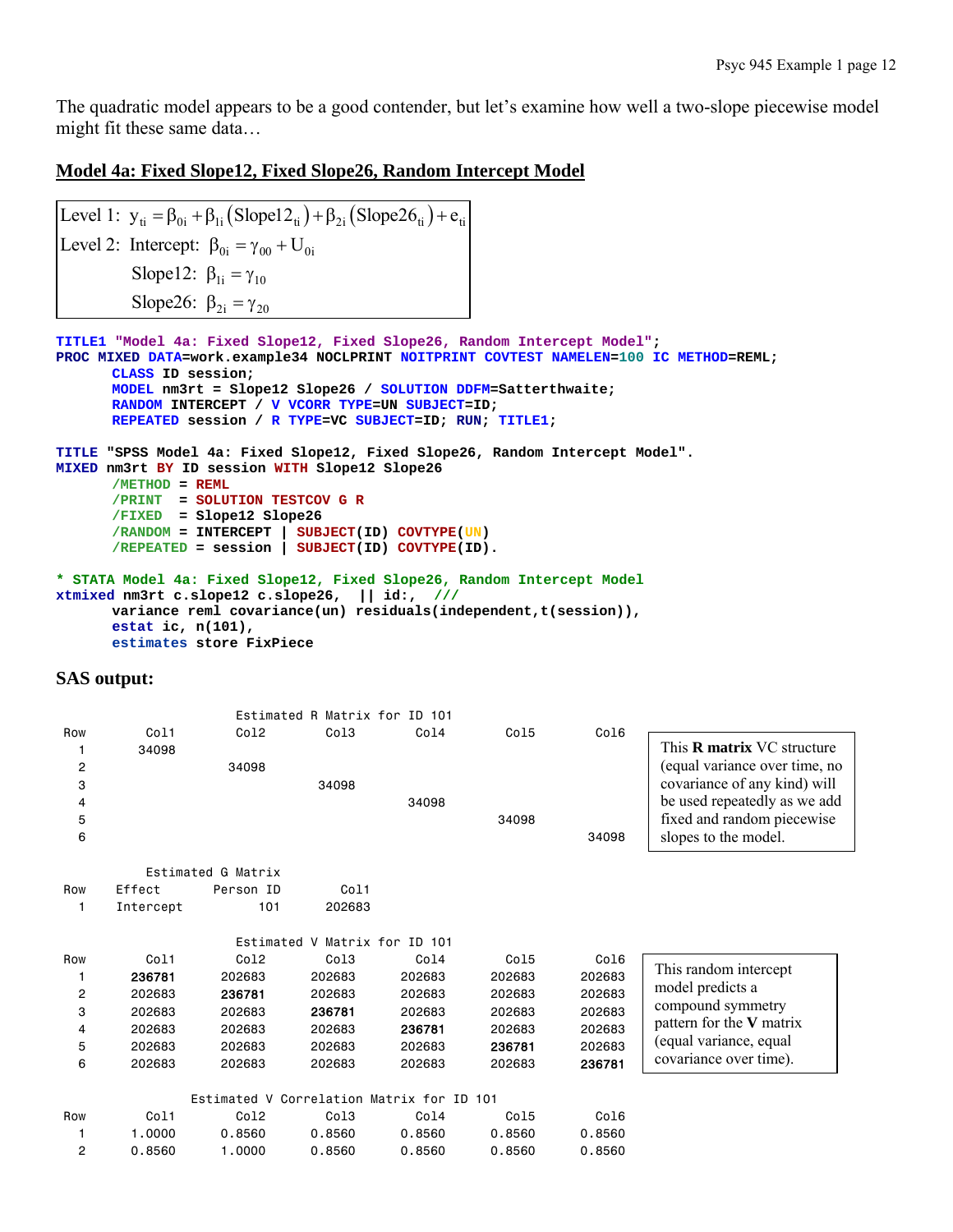The quadratic model appears to be a good contender, but let's examine how well a two-slope piecewise model might fit these same data…

## Model 4a: Fixed Slope12, Fixed Slope26, Random Intercept Model

$$\text{Level 1: } y_{ti} = \beta_{0i} + \beta_{1i}\left(\text{Slope12}_{ti}\right) + \beta_{2i}\left(\text{Slope26}_{ti}\right) + e_{ti}$$

$$\text{Level 2: Intercept: } \beta_{0i} = \gamma_{00} + U_{0i}$$

$$\text{Slope12: } \beta_{1i} = \gamma_{10}$$

$$\text{Slope26: } \beta_{2i} = \gamma_{20}$$

```
TITLE1 "Model 4a: Fixed Slope12, Fixed Slope26, Random Intercept Model";
PROC MIXED DATA=work.example34 NOCLPRINT NOITPRINT COVTEST NAMELEN=100 IC METHOD=REML;
      CLASS ID session;
      MODEL nm3rt = Slope12 Slope26 / SOLUTION DDFM=Satterthwaite;
      RANDOM INTERCEPT / V VCORR TYPE=UN SUBJECT=ID;
      REPEATED session / R TYPE=VC SUBJECT=ID; RUN; TITLE1;

TITLE "SPSS Model 4a: Fixed Slope12, Fixed Slope26, Random Intercept Model".
MIXED nm3rt BY ID session WITH Slope12 Slope26
      /METHOD = REML
      /PRINT  = SOLUTION TESTCOV G R
      /FIXED  = Slope12 Slope26
      /RANDOM = INTERCEPT | SUBJECT(ID) COVTYPE(UN)
      /REPEATED = session | SUBJECT(ID) COVTYPE(ID).

* STATA Model 4a: Fixed Slope12, Fixed Slope26, Random Intercept Model
xtmixed nm3rt c.slope12 c.slope26,  || id:,  ///
      variance reml covariance(un) residuals(independent,t(session)),
      estat ic, n(101),
      estimates store FixPiece
```

### SAS output:

Estimated R Matrix for ID 101

| Row | Col1 | Col2 | Col3 | Col4 | Col5 | Col6 |
|---|---|---|---|---|---|---|
| 1 | 34098 | | | | | |
| 2 | | 34098 | | | | |
| 3 | | | 34098 | | | |
| 4 | | | | 34098 | | |
| 5 | | | | | 34098 | |
| 6 | | | | | | 34098 |

This **R matrix** VC structure (equal variance over time, no covariance of any kind) will be used repeatedly as we add fixed and random piecewise slopes to the model.

Estimated G Matrix

| Row | Effect | Person ID | Col1 |
|---|---|---|---|
| 1 | Intercept | 101 | 202683 |

Estimated V Matrix for ID 101

| Row | Col1 | Col2 | Col3 | Col4 | Col5 | Col6 |
|---|---|---|---|---|---|---|
| 1 | **236781** | 202683 | 202683 | 202683 | 202683 | 202683 |
| 2 | 202683 | **236781** | 202683 | 202683 | 202683 | 202683 |
| 3 | 202683 | 202683 | **236781** | 202683 | 202683 | 202683 |
| 4 | 202683 | 202683 | 202683 | **236781** | 202683 | 202683 |
| 5 | 202683 | 202683 | 202683 | 202683 | **236781** | 202683 |
| 6 | 202683 | 202683 | 202683 | 202683 | 202683 | **236781** |

This random intercept model predicts a compound symmetry pattern for the **V** matrix (equal variance, equal covariance over time).

Estimated V Correlation Matrix for ID 101

| Row | Col1 | Col2 | Col3 | Col4 | Col5 | Col6 |
|---|---|---|---|---|---|---|
| 1 | 1.0000 | 0.8560 | 0.8560 | 0.8560 | 0.8560 | 0.8560 |
| 2 | 0.8560 | 1.0000 | 0.8560 | 0.8560 | 0.8560 | 0.8560 |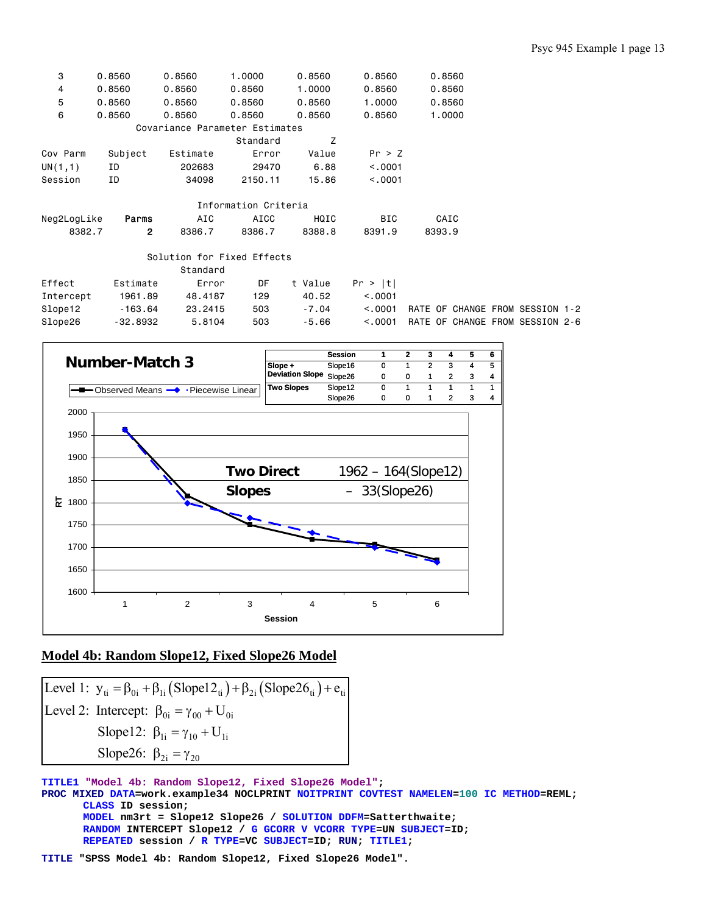```
  3     0.8560     0.8560     1.0000     0.8560     0.8560     0.8560
  4     0.8560     0.8560     0.8560     1.0000     0.8560     0.8560
  5     0.8560     0.8560     0.8560     0.8560     1.0000     0.8560
  6     0.8560     0.8560     0.8560     0.8560     0.8560     1.0000
                 Covariance Parameter Estimates
                                  Standard         Z
Cov Parm     Subject     Estimate      Error     Value      Pr > Z
UN(1,1)      ID            202683      29470      6.88      <.0001
Session      ID             34098    2150.11     15.86      <.0001

                           Information Criteria
Neg2LogLike      Parms      AIC       AICC       HQIC        BIC       CAIC
     8382.7          2   8386.7     8386.7     8388.8     8391.9     8393.9

                   Solution for Fixed Effects
                              Standard
Effect        Estimate        Error      DF    t Value     Pr > |t|
Intercept      1961.89      48.4187     129      40.52      <.0001
Slope12        -163.64      23.2415     503      -7.04      <.0001  RATE OF CHANGE FROM SESSION 1-2
Slope26       -32.8932       5.8104     503      -5.66      <.0001  RATE OF CHANGE FROM SESSION 2-6
```

**Number-Match 3**

| | Session | 1 | 2 | 3 | 4 | 5 | 6 |
|---|---|---|---|---|---|---|---|
| Slope + Deviation Slope | Slope16 | 0 | 1 | 2 | 3 | 4 | 5 |
| | Slope26 | 0 | 0 | 1 | 2 | 3 | 4 |
| Two Slopes | Slope12 | 0 | 1 | 1 | 1 | 1 | 1 |
| | Slope26 | 0 | 0 | 1 | 2 | 3 | 4 |

Legend: Observed Means, Piecewise Linear

**Two Direct Slopes**: 1962 – 164(Slope12) – 33(Slope26)

(Axes: RT by Session)

## Model 4b: Random Slope12, Fixed Slope26 Model

$$\text{Level 1: } y_{ti} = \beta_{0i} + \beta_{1i}\left(\text{Slope12}_{ti}\right) + \beta_{2i}\left(\text{Slope26}_{ti}\right) + e_{ti}$$

$$\text{Level 2: Intercept: } \beta_{0i} = \gamma_{00} + U_{0i}$$

$$\text{Slope12: } \beta_{1i} = \gamma_{10} + U_{1i}$$

$$\text{Slope26: } \beta_{2i} = \gamma_{20}$$

```
TITLE1 "Model 4b: Random Slope12, Fixed Slope26 Model";
PROC MIXED DATA=work.example34 NOCLPRINT NOITPRINT COVTEST NAMELEN=100 IC METHOD=REML;
      CLASS ID session;
      MODEL nm3rt = Slope12 Slope26 / SOLUTION DDFM=Satterthwaite;
      RANDOM INTERCEPT Slope12 / G GCORR V VCORR TYPE=UN SUBJECT=ID;
      REPEATED session / R TYPE=VC SUBJECT=ID; RUN; TITLE1;
TITLE "SPSS Model 4b: Random Slope12, Fixed Slope26 Model".
```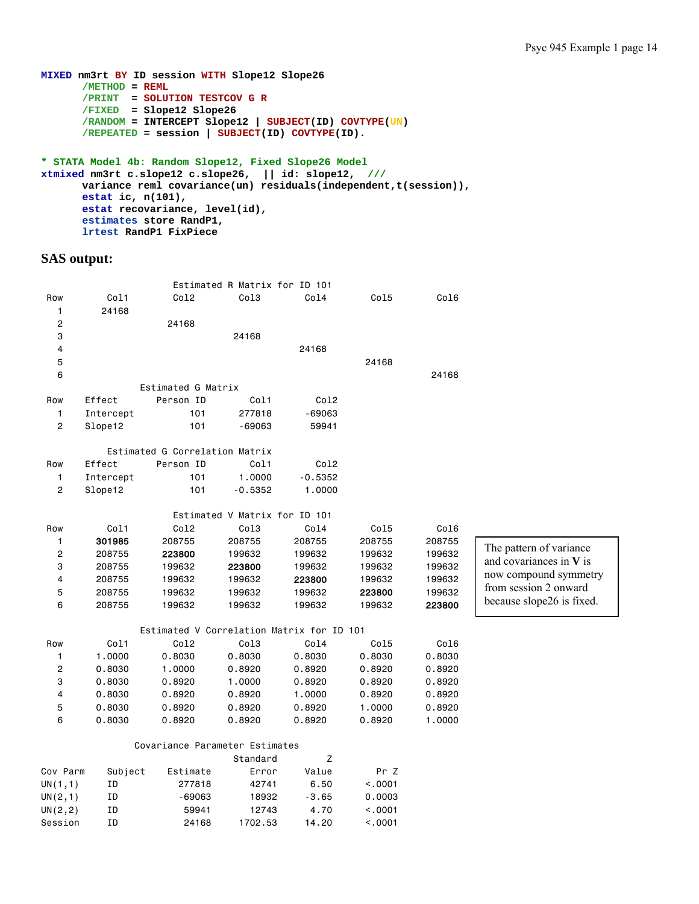```
MIXED nm3rt BY ID session WITH Slope12 Slope26
      /METHOD = REML
      /PRINT  = SOLUTION TESTCOV G R
      /FIXED  = Slope12 Slope26
      /RANDOM = INTERCEPT Slope12 | SUBJECT(ID) COVTYPE(UN)
      /REPEATED = session | SUBJECT(ID) COVTYPE(ID).

* STATA Model 4b: Random Slope12, Fixed Slope26 Model
xtmixed nm3rt c.slope12 c.slope26,  || id: slope12,  ///
      variance reml covariance(un) residuals(independent,t(session)),
      estat ic, n(101),
      estat recovariance, level(id),
      estimates store RandP1,
      lrtest RandP1 FixPiece
```

## SAS output:

Estimated R Matrix for ID 101

| Row | Col1 | Col2 | Col3 | Col4 | Col5 | Col6 |
|---|---|---|---|---|---|---|
| 1 | 24168 | | | | | |
| 2 | | 24168 | | | | |
| 3 | | | 24168 | | | |
| 4 | | | | 24168 | | |
| 5 | | | | | 24168 | |
| 6 | | | | | | 24168 |

Estimated G Matrix

| Row | Effect | Person ID | Col1 | Col2 |
|---|---|---|---|---|
| 1 | Intercept | 101 | 277818 | -69063 |
| 2 | Slope12 | 101 | -69063 | 59941 |

Estimated G Correlation Matrix

| Row | Effect | Person ID | Col1 | Col2 |
|---|---|---|---|---|
| 1 | Intercept | 101 | 1.0000 | -0.5352 |
| 2 | Slope12 | 101 | -0.5352 | 1.0000 |

Estimated V Matrix for ID 101

| Row | Col1 | Col2 | Col3 | Col4 | Col5 | Col6 |
|---|---|---|---|---|---|---|
| 1 | **301985** | 208755 | 208755 | 208755 | 208755 | 208755 |
| 2 | 208755 | **223800** | 199632 | 199632 | 199632 | 199632 |
| 3 | 208755 | 199632 | **223800** | 199632 | 199632 | 199632 |
| 4 | 208755 | 199632 | 199632 | **223800** | 199632 | 199632 |
| 5 | 208755 | 199632 | 199632 | 199632 | **223800** | 199632 |
| 6 | 208755 | 199632 | 199632 | 199632 | 199632 | **223800** |

The pattern of variance and covariances in **V** is now compound symmetry from session 2 onward because slope26 is fixed.

Estimated V Correlation Matrix for ID 101

| Row | Col1 | Col2 | Col3 | Col4 | Col5 | Col6 |
|---|---|---|---|---|---|---|
| 1 | 1.0000 | 0.8030 | 0.8030 | 0.8030 | 0.8030 | 0.8030 |
| 2 | 0.8030 | 1.0000 | 0.8920 | 0.8920 | 0.8920 | 0.8920 |
| 3 | 0.8030 | 0.8920 | 1.0000 | 0.8920 | 0.8920 | 0.8920 |
| 4 | 0.8030 | 0.8920 | 0.8920 | 1.0000 | 0.8920 | 0.8920 |
| 5 | 0.8030 | 0.8920 | 0.8920 | 0.8920 | 1.0000 | 0.8920 |
| 6 | 0.8030 | 0.8920 | 0.8920 | 0.8920 | 0.8920 | 1.0000 |

Covariance Parameter Estimates

| Cov Parm | Subject | Estimate | Standard Error | Z Value | Pr Z |
|---|---|---|---|---|---|
| UN(1,1) | ID | 277818 | 42741 | 6.50 | <.0001 |
| UN(2,1) | ID | -69063 | 18932 | -3.65 | 0.0003 |
| UN(2,2) | ID | 59941 | 12743 | 4.70 | <.0001 |
| Session | ID | 24168 | 1702.53 | 14.20 | <.0001 |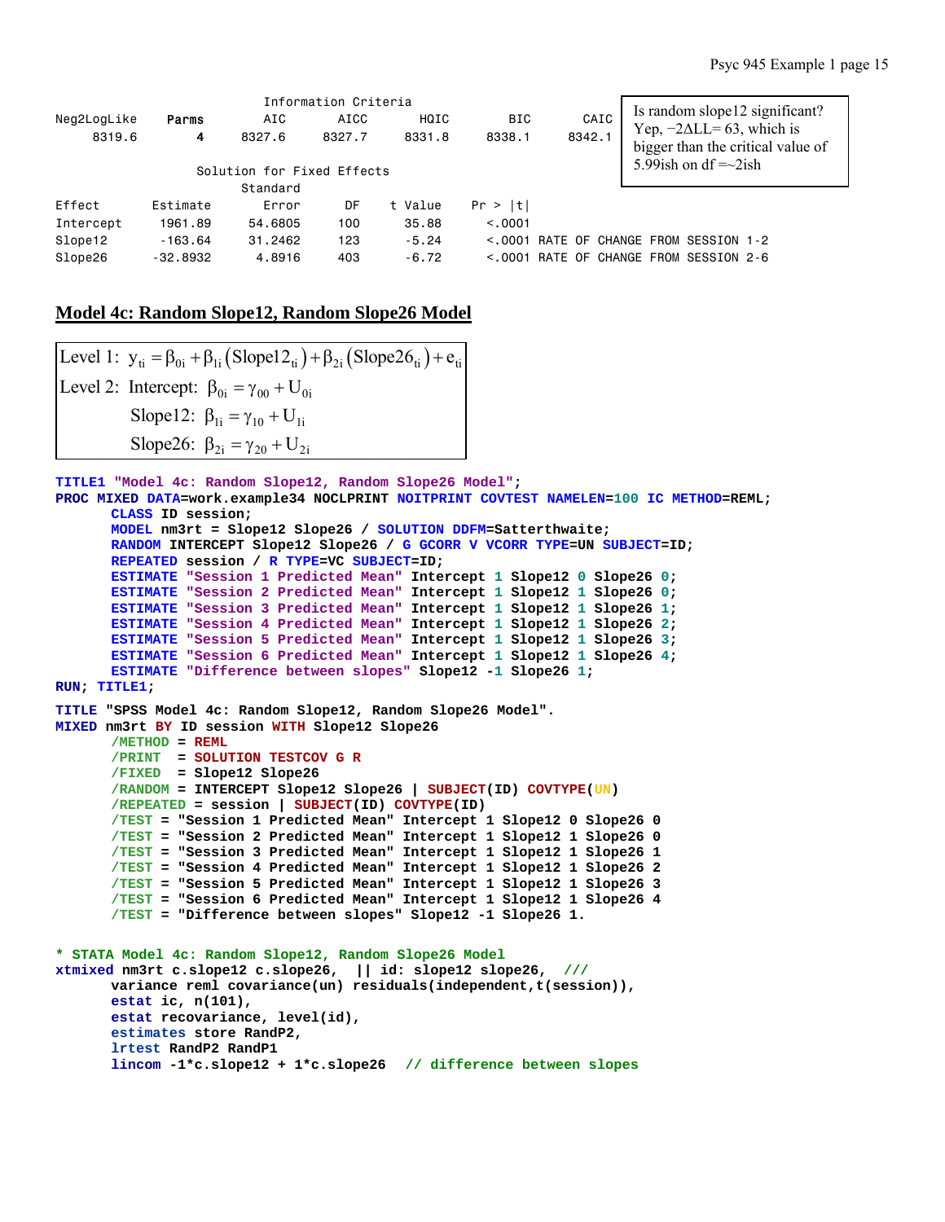```
                    Information Criteria
Neg2LogLike   Parms    AIC     AICC     HQIC     BIC      CAIC
     8319.6       4   8327.6   8327.7   8331.8   8338.1   8342.1

               Solution for Fixed Effects
                         Standard
Effect       Estimate      Error     DF    t Value    Pr > |t|
Intercept     1961.89    54.6805    100      35.88      <.0001
Slope12       -163.64    31.2462    123      -5.24      <.0001 RATE OF CHANGE FROM SESSION 1-2
Slope26      -32.8932     4.8916    403      -6.72      <.0001 RATE OF CHANGE FROM SESSION 2-6
```

Is random slope12 significant? Yep, $-2\Delta LL = 63$, which is bigger than the critical value of 5.99ish on df =~2ish

## Model 4c: Random Slope12, Random Slope26 Model

$$\text{Level 1: } y_{ti} = \beta_{0i} + \beta_{1i}\left(\text{Slope12}_{ti}\right) + \beta_{2i}\left(\text{Slope26}_{ti}\right) + e_{ti}$$

$$\text{Level 2: Intercept: } \beta_{0i} = \gamma_{00} + U_{0i}$$

$$\text{Slope12: } \beta_{1i} = \gamma_{10} + U_{1i}$$

$$\text{Slope26: } \beta_{2i} = \gamma_{20} + U_{2i}$$

```
TITLE1 "Model 4c: Random Slope12, Random Slope26 Model";
PROC MIXED DATA=work.example34 NOCLPRINT NOITPRINT COVTEST NAMELEN=100 IC METHOD=REML;
      CLASS ID session;
      MODEL nm3rt = Slope12 Slope26 / SOLUTION DDFM=Satterthwaite;
      RANDOM INTERCEPT Slope12 Slope26 / G GCORR V VCORR TYPE=UN SUBJECT=ID;
      REPEATED session / R TYPE=VC SUBJECT=ID;
      ESTIMATE "Session 1 Predicted Mean" Intercept 1 Slope12 0 Slope26 0;
      ESTIMATE "Session 2 Predicted Mean" Intercept 1 Slope12 1 Slope26 0;
      ESTIMATE "Session 3 Predicted Mean" Intercept 1 Slope12 1 Slope26 1;
      ESTIMATE "Session 4 Predicted Mean" Intercept 1 Slope12 1 Slope26 2;
      ESTIMATE "Session 5 Predicted Mean" Intercept 1 Slope12 1 Slope26 3;
      ESTIMATE "Session 6 Predicted Mean" Intercept 1 Slope12 1 Slope26 4;
      ESTIMATE "Difference between slopes" Slope12 -1 Slope26 1;
RUN; TITLE1;

TITLE "SPSS Model 4c: Random Slope12, Random Slope26 Model".
MIXED nm3rt BY ID session WITH Slope12 Slope26
      /METHOD = REML
      /PRINT  = SOLUTION TESTCOV G R
      /FIXED  = Slope12 Slope26
      /RANDOM = INTERCEPT Slope12 Slope26 | SUBJECT(ID) COVTYPE(UN)
      /REPEATED = session | SUBJECT(ID) COVTYPE(ID)
      /TEST = "Session 1 Predicted Mean" Intercept 1 Slope12 0 Slope26 0
      /TEST = "Session 2 Predicted Mean" Intercept 1 Slope12 1 Slope26 0
      /TEST = "Session 3 Predicted Mean" Intercept 1 Slope12 1 Slope26 1
      /TEST = "Session 4 Predicted Mean" Intercept 1 Slope12 1 Slope26 2
      /TEST = "Session 5 Predicted Mean" Intercept 1 Slope12 1 Slope26 3
      /TEST = "Session 6 Predicted Mean" Intercept 1 Slope12 1 Slope26 4
      /TEST = "Difference between slopes" Slope12 -1 Slope26 1.

* STATA Model 4c: Random Slope12, Random Slope26 Model
xtmixed nm3rt c.slope12 c.slope26,  || id: slope12 slope26,  ///
      variance reml covariance(un) residuals(independent,t(session)),
      estat ic, n(101),
      estat recovariance, level(id),
      estimates store RandP2,
      lrtest RandP2 RandP1
      lincom -1*c.slope12 + 1*c.slope26  // difference between slopes
```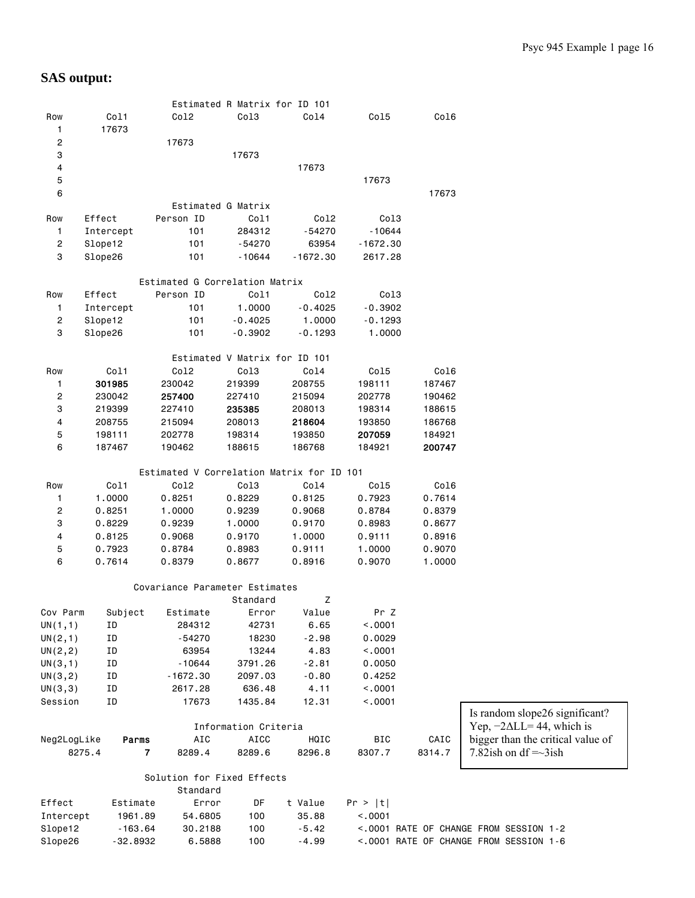## SAS output:

Estimated R Matrix for ID 101

| Row | Col1 | Col2 | Col3 | Col4 | Col5 | Col6 |
|---|---|---|---|---|---|---|
| 1 | 17673 | | | | | |
| 2 | | 17673 | | | | |
| 3 | | | 17673 | | | |
| 4 | | | | 17673 | | |
| 5 | | | | | 17673 | |
| 6 | | | | | | 17673 |

Estimated G Matrix

| Row | Effect | Person ID | Col1 | Col2 | Col3 |
|---|---|---|---|---|---|
| 1 | Intercept | 101 | 284312 | -54270 | -10644 |
| 2 | Slope12 | 101 | -54270 | 63954 | -1672.30 |
| 3 | Slope26 | 101 | -10644 | -1672.30 | 2617.28 |

Estimated G Correlation Matrix

| Row | Effect | Person ID | Col1 | Col2 | Col3 |
|---|---|---|---|---|---|
| 1 | Intercept | 101 | 1.0000 | -0.4025 | -0.3902 |
| 2 | Slope12 | 101 | -0.4025 | 1.0000 | -0.1293 |
| 3 | Slope26 | 101 | -0.3902 | -0.1293 | 1.0000 |

Estimated V Matrix for ID 101

| Row | Col1 | Col2 | Col3 | Col4 | Col5 | Col6 |
|---|---|---|---|---|---|---|
| 1 | **301985** | 230042 | 219399 | 208755 | 198111 | 187467 |
| 2 | 230042 | **257400** | 227410 | 215094 | 202778 | 190462 |
| 3 | 219399 | 227410 | **235385** | 208013 | 198314 | 188615 |
| 4 | 208755 | 215094 | 208013 | **218604** | 193850 | 186768 |
| 5 | 198111 | 202778 | 198314 | 193850 | **207059** | 184921 |
| 6 | 187467 | 190462 | 188615 | 186768 | 184921 | **200747** |

Estimated V Correlation Matrix for ID 101

| Row | Col1 | Col2 | Col3 | Col4 | Col5 | Col6 |
|---|---|---|---|---|---|---|
| 1 | 1.0000 | 0.8251 | 0.8229 | 0.8125 | 0.7923 | 0.7614 |
| 2 | 0.8251 | 1.0000 | 0.9239 | 0.9068 | 0.8784 | 0.8379 |
| 3 | 0.8229 | 0.9239 | 1.0000 | 0.9170 | 0.8983 | 0.8677 |
| 4 | 0.8125 | 0.9068 | 0.9170 | 1.0000 | 0.9111 | 0.8916 |
| 5 | 0.7923 | 0.8784 | 0.8983 | 0.9111 | 1.0000 | 0.9070 |
| 6 | 0.7614 | 0.8379 | 0.8677 | 0.8916 | 0.9070 | 1.0000 |

Covariance Parameter Estimates

| Cov Parm | Subject | Estimate | Standard Error | Z Value | Pr Z |
|---|---|---|---|---|---|
| UN(1,1) | ID | 284312 | 42731 | 6.65 | <.0001 |
| UN(2,1) | ID | -54270 | 18230 | -2.98 | 0.0029 |
| UN(2,2) | ID | 63954 | 13244 | 4.83 | <.0001 |
| UN(3,1) | ID | -10644 | 3791.26 | -2.81 | 0.0050 |
| UN(3,2) | ID | -1672.30 | 2097.03 | -0.80 | 0.4252 |
| UN(3,3) | ID | 2617.28 | 636.48 | 4.11 | <.0001 |
| Session | ID | 17673 | 1435.84 | 12.31 | <.0001 |

Information Criteria

| Neg2LogLike | Parms | AIC | AICC | HQIC | BIC | CAIC |
|---|---|---|---|---|---|---|
| 8275.4 | **7** | 8289.4 | 8289.6 | 8296.8 | 8307.7 | 8314.7 |

Is random slope26 significant? Yep, $-2\Delta LL = 44$, which is bigger than the critical value of 7.82ish on df =~3ish

Solution for Fixed Effects

| Effect | Estimate | Standard Error | DF | t Value | Pr > \|t\| | |
|---|---|---|---|---|---|---|
| Intercept | 1961.89 | 54.6805 | 100 | 35.88 | <.0001 | |
| Slope12 | -163.64 | 30.2188 | 100 | -5.42 | <.0001 | RATE OF CHANGE FROM SESSION 1-2 |
| Slope26 | -32.8932 | 6.5888 | 100 | -4.99 | <.0001 | RATE OF CHANGE FROM SESSION 1-6 |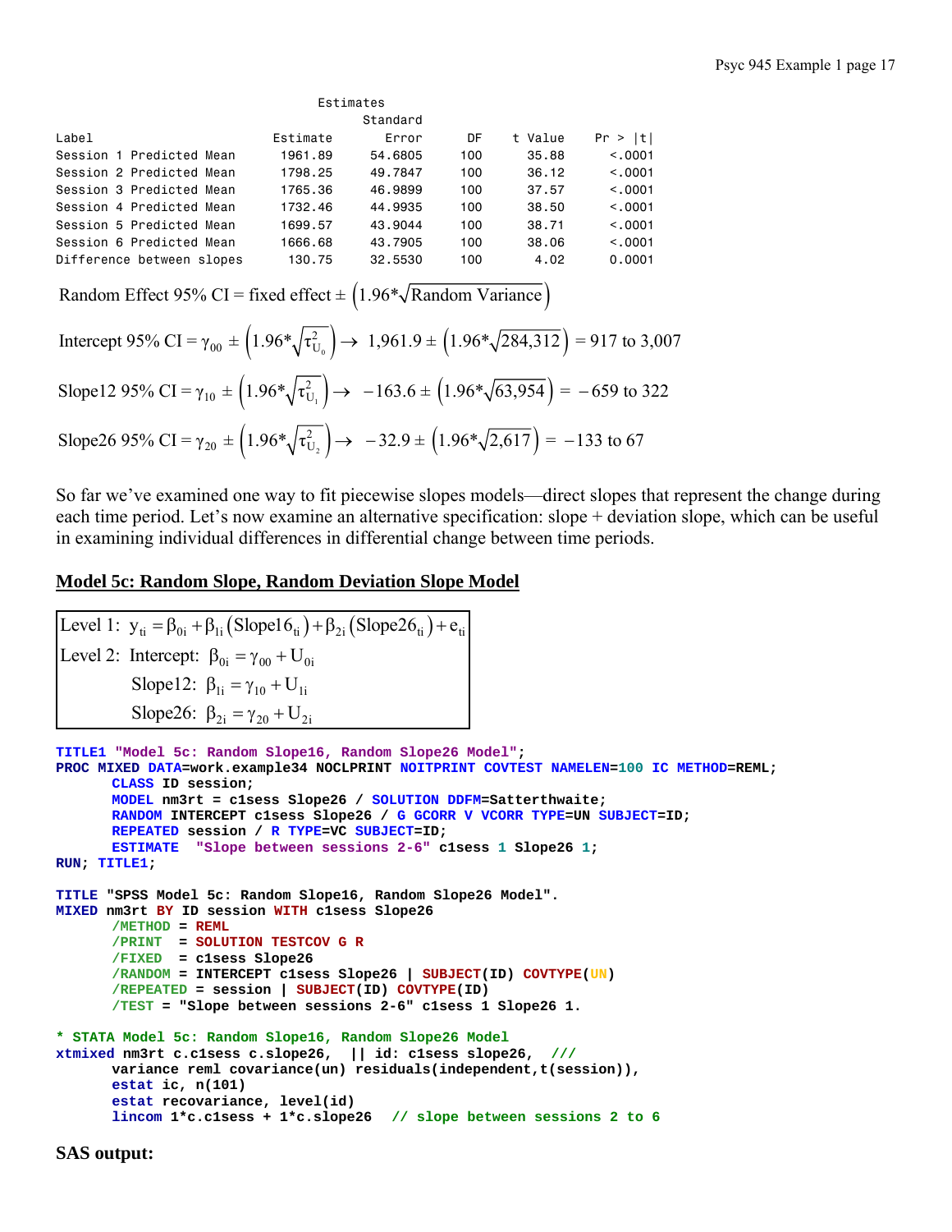```
                               Estimates
                                      Standard
Label                         Estimate     Error      DF    t Value    Pr > |t|
Session 1 Predicted Mean       1961.89   54.6805     100      35.88      <.0001
Session 2 Predicted Mean       1798.25   49.7847     100      36.12      <.0001
Session 3 Predicted Mean       1765.36   46.9899     100      37.57      <.0001
Session 4 Predicted Mean       1732.46   44.9935     100      38.50      <.0001
Session 5 Predicted Mean       1699.57   43.9044     100      38.71      <.0001
Session 6 Predicted Mean       1666.68   43.7905     100      38.06      <.0001
Difference between slopes       130.75   32.5530     100       4.02      0.0001
```

$$\text{Random Effect 95\% CI} = \text{fixed effect} \pm \left(1.96 * \sqrt{\text{Random Variance}}\right)$$

$$\text{Intercept 95\% CI} = \gamma_{00} \pm \left(1.96 * \sqrt{\tau^2_{U_0}}\right) \rightarrow \ 1{,}961.9 \pm \left(1.96 * \sqrt{284{,}312}\right) = 917 \text{ to } 3{,}007$$

$$\text{Slope12 95\% CI} = \gamma_{10} \pm \left(1.96 * \sqrt{\tau^2_{U_1}}\right) \rightarrow \ -163.6 \pm \left(1.96 * \sqrt{63{,}954}\right) = -659 \text{ to } 322$$

$$\text{Slope26 95\% CI} = \gamma_{20} \pm \left(1.96 * \sqrt{\tau^2_{U_2}}\right) \rightarrow \ -32.9 \pm \left(1.96 * \sqrt{2{,}617}\right) = -133 \text{ to } 67$$

So far we've examined one way to fit piecewise slopes models—direct slopes that represent the change during each time period. Let's now examine an alternative specification: slope + deviation slope, which can be useful in examining individual differences in differential change between time periods.

## Model 5c: Random Slope, Random Deviation Slope Model

$$\text{Level 1: } y_{ti} = \beta_{0i} + \beta_{1i}\left(\text{Slope16}_{ti}\right) + \beta_{2i}\left(\text{Slope26}_{ti}\right) + e_{ti}$$

$$\text{Level 2: Intercept: } \beta_{0i} = \gamma_{00} + U_{0i}$$

$$\text{Slope12: } \beta_{1i} = \gamma_{10} + U_{1i}$$

$$\text{Slope26: } \beta_{2i} = \gamma_{20} + U_{2i}$$

```
TITLE1 "Model 5c: Random Slope16, Random Slope26 Model";
PROC MIXED DATA=work.example34 NOCLPRINT NOITPRINT COVTEST NAMELEN=100 IC METHOD=REML;
      CLASS ID session;
      MODEL nm3rt = c1sess Slope26 / SOLUTION DDFM=Satterthwaite;
      RANDOM INTERCEPT c1sess Slope26 / G GCORR V VCORR TYPE=UN SUBJECT=ID;
      REPEATED session / R TYPE=VC SUBJECT=ID;
      ESTIMATE  "Slope between sessions 2-6" c1sess 1 Slope26 1;
RUN; TITLE1;

TITLE "SPSS Model 5c: Random Slope16, Random Slope26 Model".
MIXED nm3rt BY ID session WITH c1sess Slope26
      /METHOD = REML
      /PRINT  = SOLUTION TESTCOV G R
      /FIXED  = c1sess Slope26
      /RANDOM = INTERCEPT c1sess Slope26 | SUBJECT(ID) COVTYPE(UN)
      /REPEATED = session | SUBJECT(ID) COVTYPE(ID)
      /TEST = "Slope between sessions 2-6" c1sess 1 Slope26 1.

* STATA Model 5c: Random Slope16, Random Slope26 Model
xtmixed nm3rt c.c1sess c.slope26,  || id: c1sess slope26,  ///
      variance reml covariance(un) residuals(independent,t(session)),
      estat ic, n(101)
      estat recovariance, level(id)
      lincom 1*c.c1sess + 1*c.slope26  // slope between sessions 2 to 6
```

**SAS output:**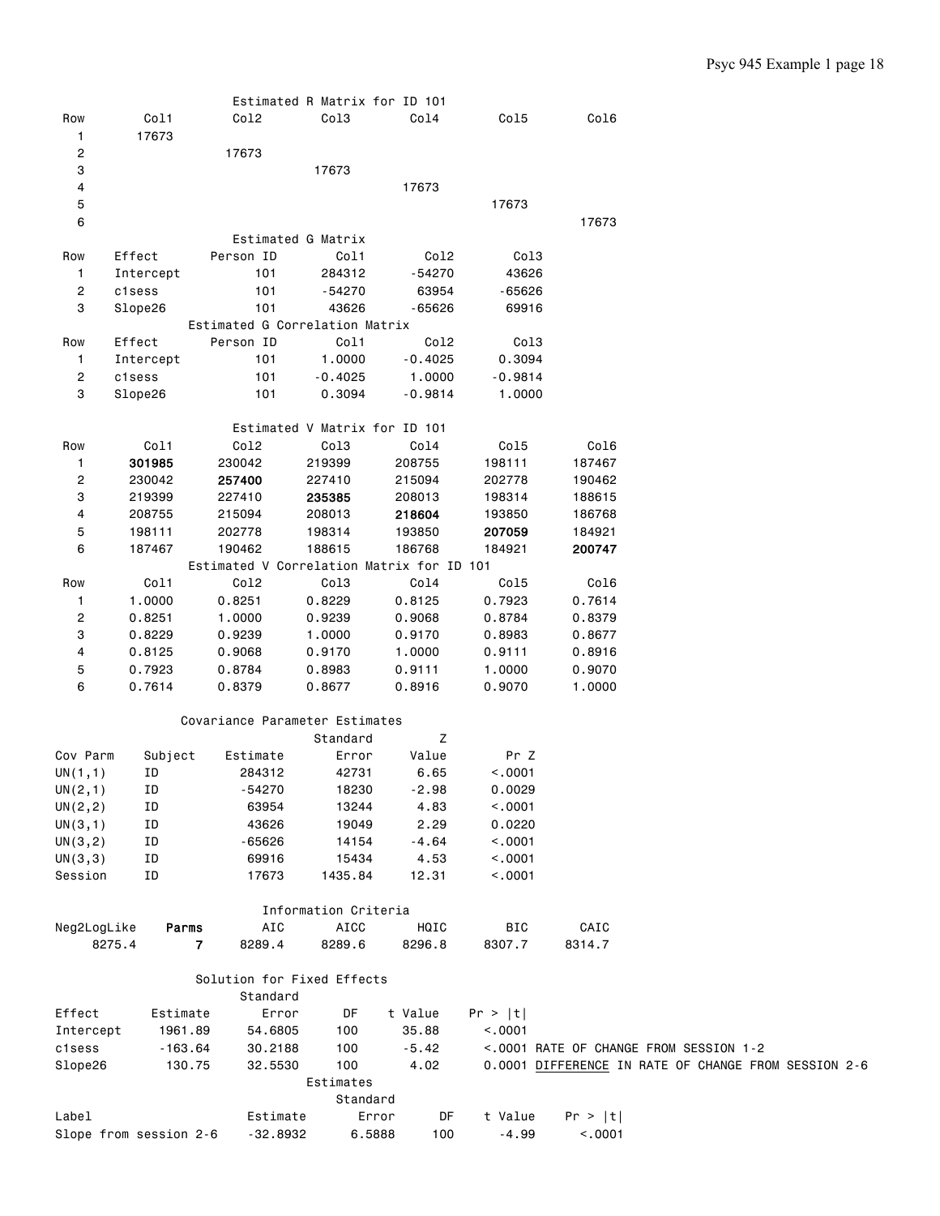Estimated R Matrix for ID 101

| Row | Col1 | Col2 | Col3 | Col4 | Col5 | Col6 |
|---|---|---|---|---|---|---|
| 1 | 17673 | | | | | |
| 2 | | 17673 | | | | |
| 3 | | | 17673 | | | |
| 4 | | | | 17673 | | |
| 5 | | | | | 17673 | |
| 6 | | | | | | 17673 |

Estimated G Matrix

| Row | Effect | Person ID | Col1 | Col2 | Col3 |
|---|---|---|---|---|---|
| 1 | Intercept | 101 | 284312 | -54270 | 43626 |
| 2 | c1sess | 101 | -54270 | 63954 | -65626 |
| 3 | Slope26 | 101 | 43626 | -65626 | 69916 |

Estimated G Correlation Matrix

| Row | Effect | Person ID | Col1 | Col2 | Col3 |
|---|---|---|---|---|---|
| 1 | Intercept | 101 | 1.0000 | -0.4025 | 0.3094 |
| 2 | c1sess | 101 | -0.4025 | 1.0000 | -0.9814 |
| 3 | Slope26 | 101 | 0.3094 | -0.9814 | 1.0000 |

Estimated V Matrix for ID 101

| Row | Col1 | Col2 | Col3 | Col4 | Col5 | Col6 |
|---|---|---|---|---|---|---|
| 1 | **301985** | 230042 | 219399 | 208755 | 198111 | 187467 |
| 2 | 230042 | **257400** | 227410 | 215094 | 202778 | 190462 |
| 3 | 219399 | 227410 | **235385** | 208013 | 198314 | 188615 |
| 4 | 208755 | 215094 | 208013 | **218604** | 193850 | 186768 |
| 5 | 198111 | 202778 | 198314 | 193850 | **207059** | 184921 |
| 6 | 187467 | 190462 | 188615 | 186768 | 184921 | **200747** |

Estimated V Correlation Matrix for ID 101

| Row | Col1 | Col2 | Col3 | Col4 | Col5 | Col6 |
|---|---|---|---|---|---|---|
| 1 | 1.0000 | 0.8251 | 0.8229 | 0.8125 | 0.7923 | 0.7614 |
| 2 | 0.8251 | 1.0000 | 0.9239 | 0.9068 | 0.8784 | 0.8379 |
| 3 | 0.8229 | 0.9239 | 1.0000 | 0.9170 | 0.8983 | 0.8677 |
| 4 | 0.8125 | 0.9068 | 0.9170 | 1.0000 | 0.9111 | 0.8916 |
| 5 | 0.7923 | 0.8784 | 0.8983 | 0.9111 | 1.0000 | 0.9070 |
| 6 | 0.7614 | 0.8379 | 0.8677 | 0.8916 | 0.9070 | 1.0000 |

Covariance Parameter Estimates

| Cov Parm | Subject | Estimate | Standard Error | Z Value | Pr Z |
|---|---|---|---|---|---|
| UN(1,1) | ID | 284312 | 42731 | 6.65 | <.0001 |
| UN(2,1) | ID | -54270 | 18230 | -2.98 | 0.0029 |
| UN(2,2) | ID | 63954 | 13244 | 4.83 | <.0001 |
| UN(3,1) | ID | 43626 | 19049 | 2.29 | 0.0220 |
| UN(3,2) | ID | -65626 | 14154 | -4.64 | <.0001 |
| UN(3,3) | ID | 69916 | 15434 | 4.53 | <.0001 |
| Session | ID | 17673 | 1435.84 | 12.31 | <.0001 |

Information Criteria

| Neg2LogLike | **Parms** | AIC | AICC | HQIC | BIC | CAIC |
|---|---|---|---|---|---|---|
| 8275.4 | **7** | 8289.4 | 8289.6 | 8296.8 | 8307.7 | 8314.7 |

Solution for Fixed Effects

| Effect | Estimate | Standard Error | DF | t Value | Pr > \|t\| | |
|---|---|---|---|---|---|---|
| Intercept | 1961.89 | 54.6805 | 100 | 35.88 | <.0001 | |
| c1sess | -163.64 | 30.2188 | 100 | -5.42 | <.0001 | RATE OF CHANGE FROM SESSION 1-2 |
| Slope26 | 130.75 | 32.5530 | 100 | 4.02 | 0.0001 | <u>DIFFERENCE</u> IN RATE OF CHANGE FROM SESSION 2-6 |

Estimates

| Label | Estimate | Standard Error | DF | t Value | Pr > \|t\| |
|---|---|---|---|---|---|
| Slope from session 2-6 | -32.8932 | 6.5888 | 100 | -4.99 | <.0001 |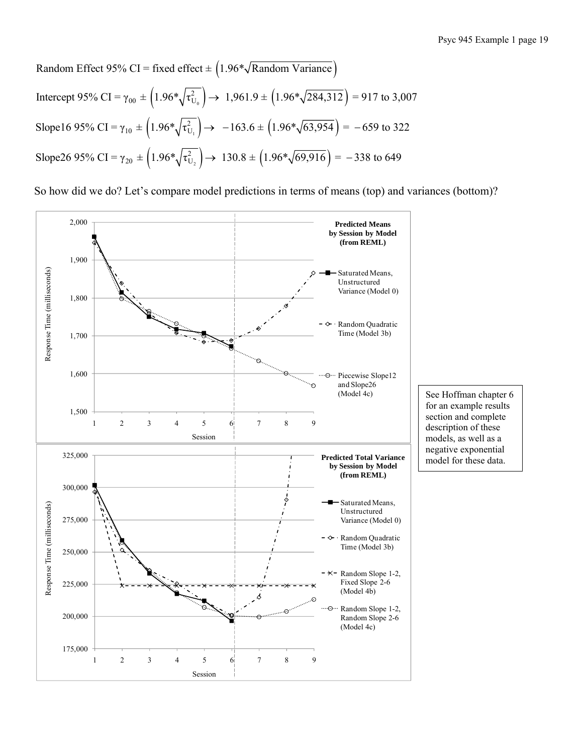Random Effect 95% CI = fixed effect ± $\left(1.96*\sqrt{\text{Random Variance}}\right)$

Intercept 95% CI = $\gamma_{00} \pm \left(1.96*\sqrt{\tau^2_{U_0}}\right) \rightarrow 1{,}961.9 \pm \left(1.96*\sqrt{284{,}312}\right) = 917 \text{ to } 3{,}007$

Slope16 95% CI = $\gamma_{10} \pm \left(1.96*\sqrt{\tau^2_{U_1}}\right) \rightarrow -163.6 \pm \left(1.96*\sqrt{63{,}954}\right) = -659 \text{ to } 322$

Slope26 95% CI = $\gamma_{20} \pm \left(1.96*\sqrt{\tau^2_{U_2}}\right) \rightarrow 130.8 \pm \left(1.96*\sqrt{69{,}916}\right) = -338 \text{ to } 649$

So how did we do? Let's compare model predictions in terms of means (top) and variances (bottom)?

**Predicted Means by Session by Model (from REML)**

Response Time (milliseconds)

2,000
1,900
1,800
1,700
1,600
1,500

Session

1 2 3 4 5 6 7 8 9

Saturated Means, Unstructured Variance (Model 0)

Random Quadratic Time (Model 3b)

Piecewise Slope12 and Slope26 (Model 4c)

**Predicted Total Variance by Session by Model (from REML)**

Response Time (milliseconds)

325,000
300,000
275,000
250,000
225,000
200,000
175,000

Session

1 2 3 4 5 6 7 8 9

Saturated Means, Unstructured Variance (Model 0)

Random Quadratic Time (Model 3b)

Random Slope 1-2, Fixed Slope 2-6 (Model 4b)

Random Slope 1-2, Random Slope 2-6 (Model 4c)

See Hoffman chapter 6 for an example results section and complete description of these models, as well as a negative exponential model for these data.